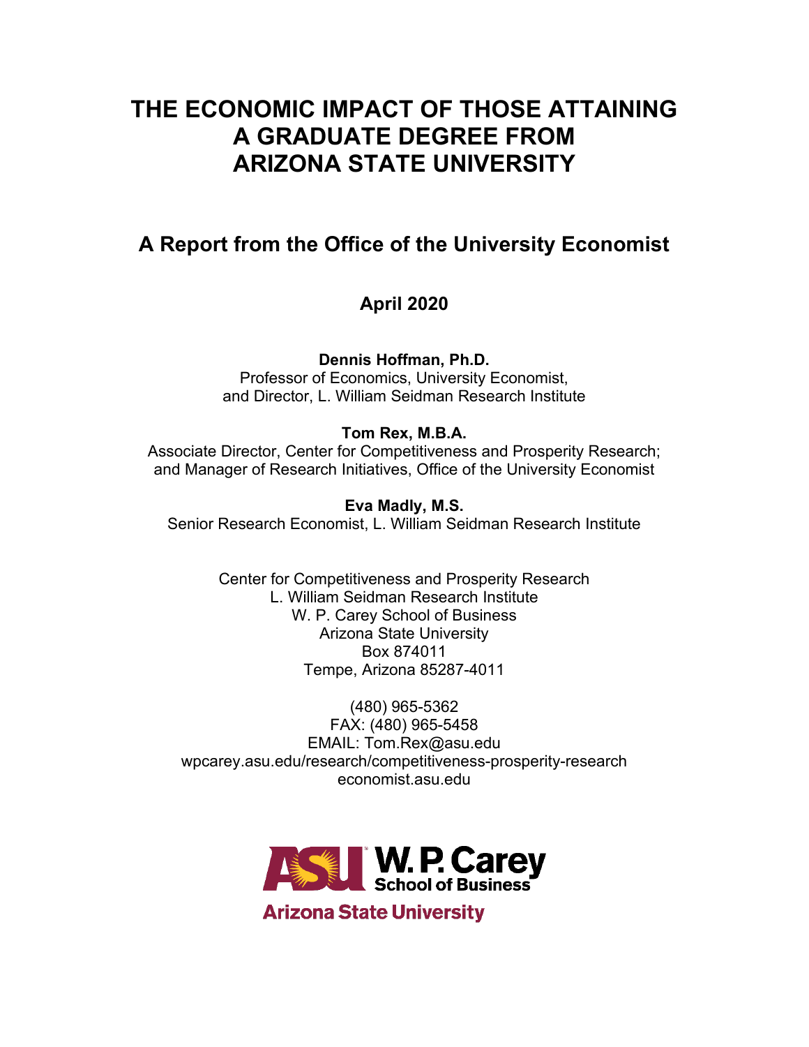# THE ECONOMIC IMPACT OF THOSE ATTAINING A GRADUATE DEGREE FROM ARIZONA STATE UNIVERSITY

## A Report from the Office of the University Economist

**April 2020**

**Dennis Hoffman, Ph.D.**
Professor of Economics, University Economist,
and Director, L. William Seidman Research Institute

**Tom Rex, M.B.A.**
Associate Director, Center for Competitiveness and Prosperity Research;
and Manager of Research Initiatives, Office of the University Economist

**Eva Madly, M.S.**
Senior Research Economist, L. William Seidman Research Institute

Center for Competitiveness and Prosperity Research
L. William Seidman Research Institute
W. P. Carey School of Business
Arizona State University
Box 874011
Tempe, Arizona 85287-4011

(480) 965-5362
FAX: (480) 965-5458
EMAIL: Tom.Rex@asu.edu
wpcarey.asu.edu/research/competitiveness-prosperity-research
economist.asu.edu

ASU W. P. Carey School of Business
Arizona State University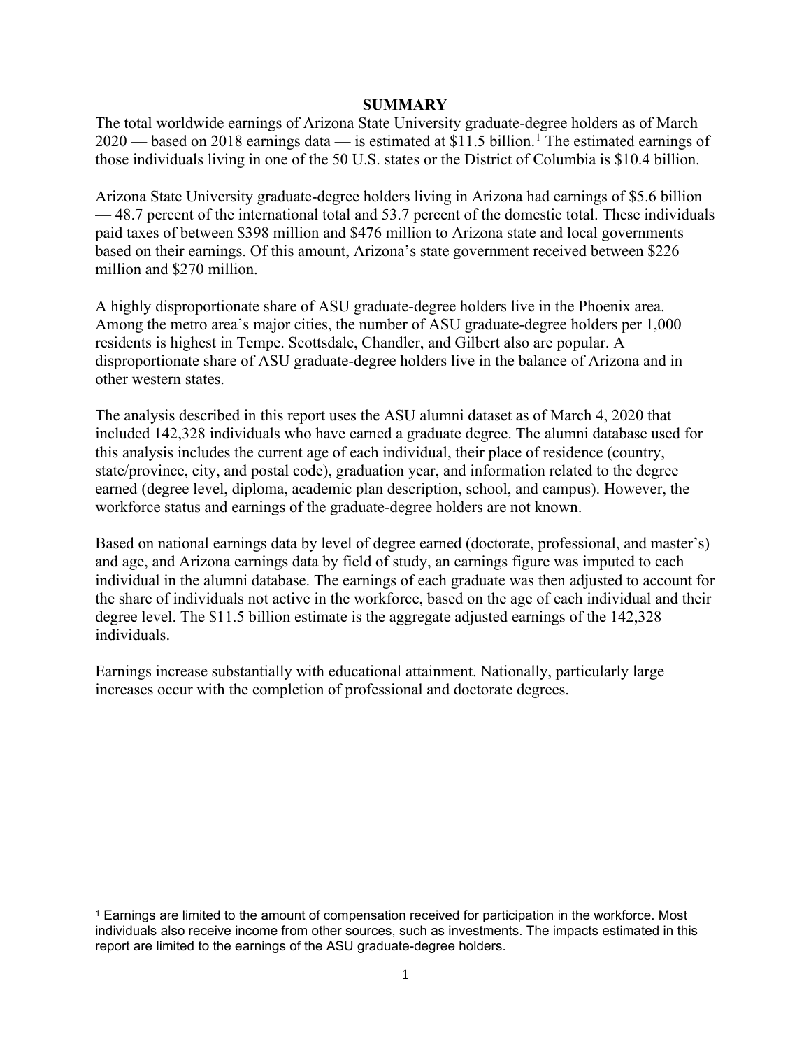## SUMMARY

The total worldwide earnings of Arizona State University graduate-degree holders as of March 2020 — based on 2018 earnings data — is estimated at $11.5 billion.[1] The estimated earnings of those individuals living in one of the 50 U.S. states or the District of Columbia is $10.4 billion.

Arizona State University graduate-degree holders living in Arizona had earnings of $5.6 billion — 48.7 percent of the international total and 53.7 percent of the domestic total. These individuals paid taxes of between $398 million and $476 million to Arizona state and local governments based on their earnings. Of this amount, Arizona's state government received between $226 million and $270 million.

A highly disproportionate share of ASU graduate-degree holders live in the Phoenix area. Among the metro area's major cities, the number of ASU graduate-degree holders per 1,000 residents is highest in Tempe. Scottsdale, Chandler, and Gilbert also are popular. A disproportionate share of ASU graduate-degree holders live in the balance of Arizona and in other western states.

The analysis described in this report uses the ASU alumni dataset as of March 4, 2020 that included 142,328 individuals who have earned a graduate degree. The alumni database used for this analysis includes the current age of each individual, their place of residence (country, state/province, city, and postal code), graduation year, and information related to the degree earned (degree level, diploma, academic plan description, school, and campus). However, the workforce status and earnings of the graduate-degree holders are not known.

Based on national earnings data by level of degree earned (doctorate, professional, and master's) and age, and Arizona earnings data by field of study, an earnings figure was imputed to each individual in the alumni database. The earnings of each graduate was then adjusted to account for the share of individuals not active in the workforce, based on the age of each individual and their degree level. The $11.5 billion estimate is the aggregate adjusted earnings of the 142,328 individuals.

Earnings increase substantially with educational attainment. Nationally, particularly large increases occur with the completion of professional and doctorate degrees.

---

[1] Earnings are limited to the amount of compensation received for participation in the workforce. Most individuals also receive income from other sources, such as investments. The impacts estimated in this report are limited to the earnings of the ASU graduate-degree holders.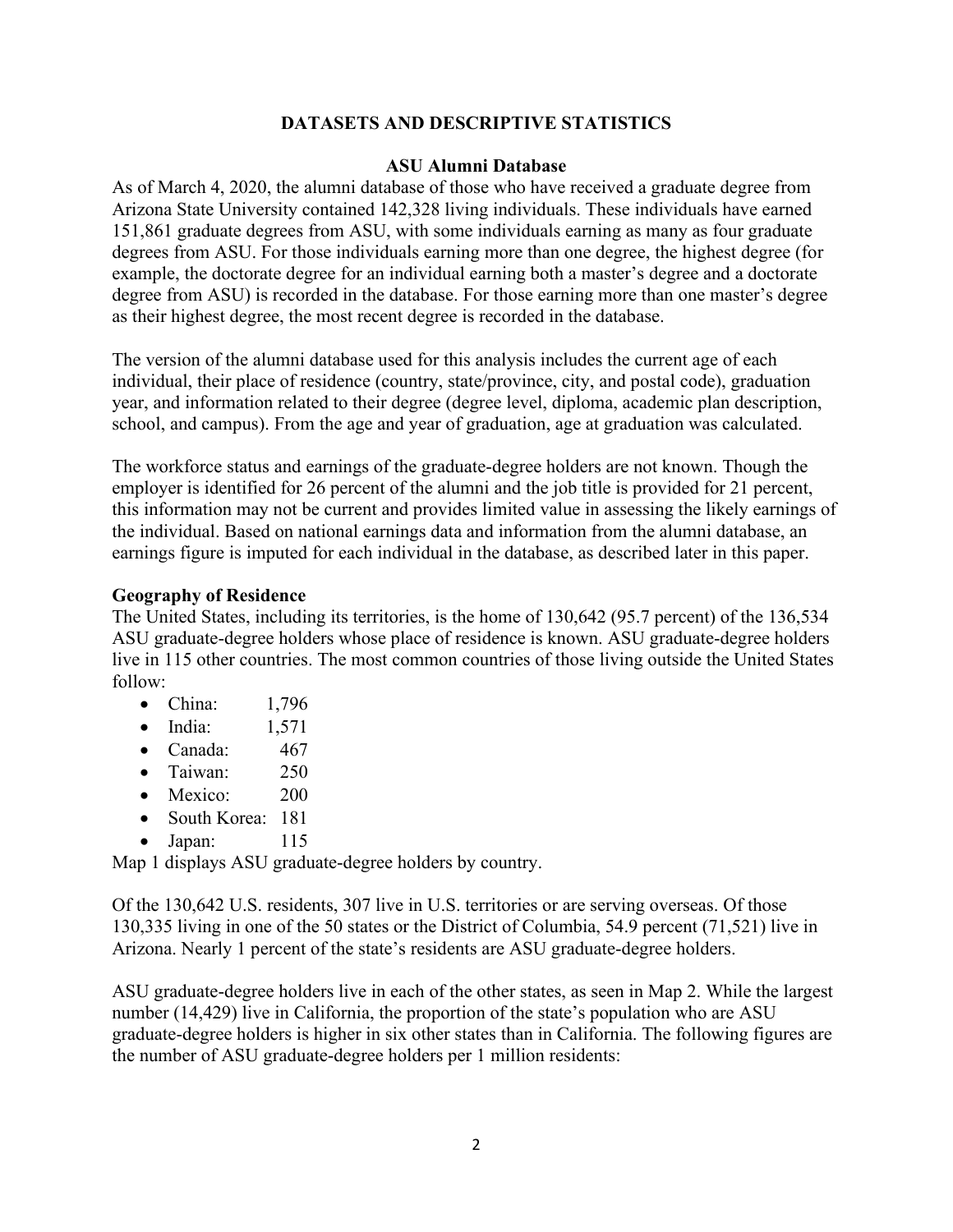## DATASETS AND DESCRIPTIVE STATISTICS

### ASU Alumni Database

As of March 4, 2020, the alumni database of those who have received a graduate degree from Arizona State University contained 142,328 living individuals. These individuals have earned 151,861 graduate degrees from ASU, with some individuals earning as many as four graduate degrees from ASU. For those individuals earning more than one degree, the highest degree (for example, the doctorate degree for an individual earning both a master's degree and a doctorate degree from ASU) is recorded in the database. For those earning more than one master's degree as their highest degree, the most recent degree is recorded in the database.

The version of the alumni database used for this analysis includes the current age of each individual, their place of residence (country, state/province, city, and postal code), graduation year, and information related to their degree (degree level, diploma, academic plan description, school, and campus). From the age and year of graduation, age at graduation was calculated.

The workforce status and earnings of the graduate-degree holders are not known. Though the employer is identified for 26 percent of the alumni and the job title is provided for 21 percent, this information may not be current and provides limited value in assessing the likely earnings of the individual. Based on national earnings data and information from the alumni database, an earnings figure is imputed for each individual in the database, as described later in this paper.

### Geography of Residence

The United States, including its territories, is the home of 130,642 (95.7 percent) of the 136,534 ASU graduate-degree holders whose place of residence is known. ASU graduate-degree holders live in 115 other countries. The most common countries of those living outside the United States follow:

- China: 1,796
- India: 1,571
- Canada: 467
- Taiwan: 250
- Mexico: 200
- South Korea: 181
- Japan: 115

Map 1 displays ASU graduate-degree holders by country.

Of the 130,642 U.S. residents, 307 live in U.S. territories or are serving overseas. Of those 130,335 living in one of the 50 states or the District of Columbia, 54.9 percent (71,521) live in Arizona. Nearly 1 percent of the state's residents are ASU graduate-degree holders.

ASU graduate-degree holders live in each of the other states, as seen in Map 2. While the largest number (14,429) live in California, the proportion of the state's population who are ASU graduate-degree holders is higher in six other states than in California. The following figures are the number of ASU graduate-degree holders per 1 million residents: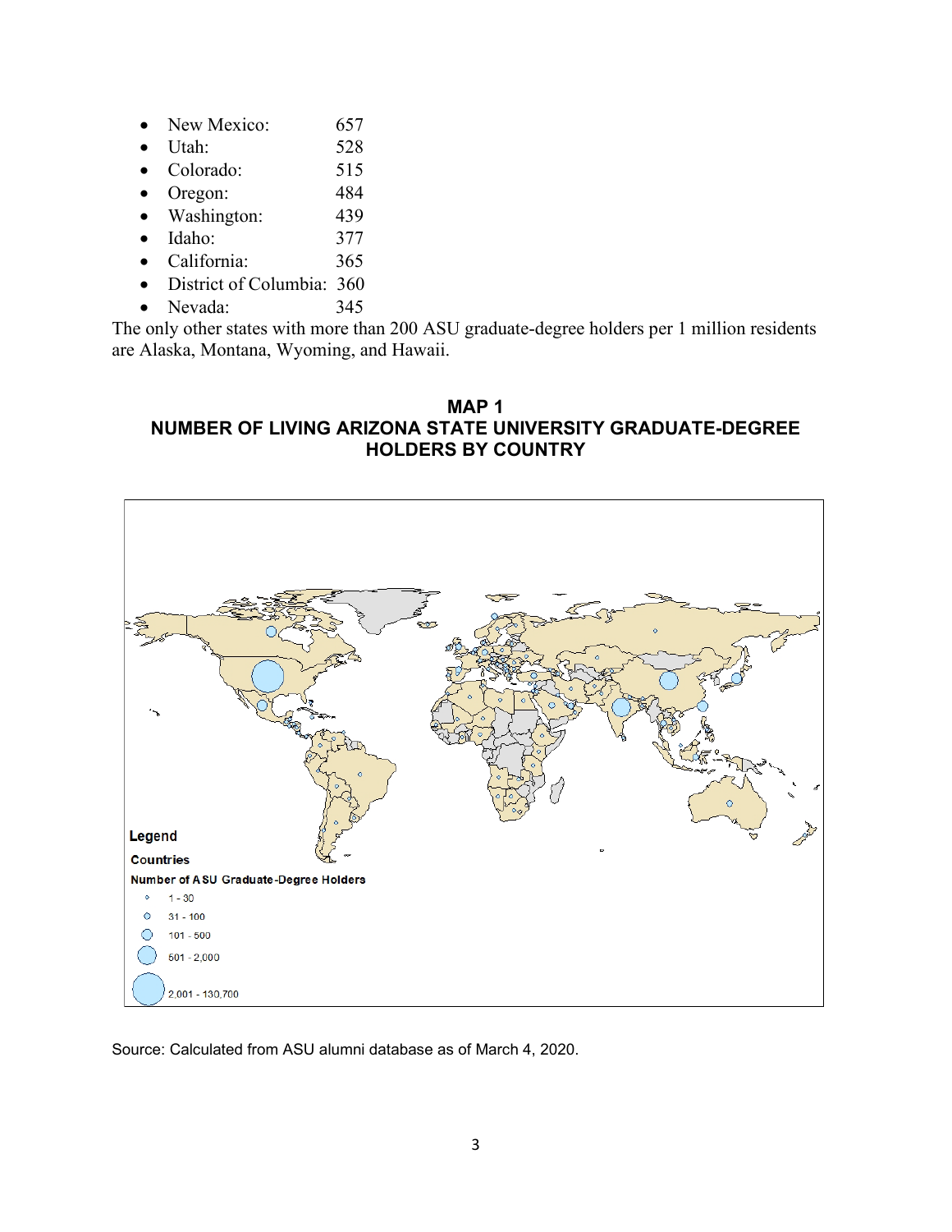- New Mexico: 657
- Utah: 528
- Colorado: 515
- Oregon: 484
- Washington: 439
- Idaho: 377
- California: 365
- District of Columbia: 360
- Nevada: 345

The only other states with more than 200 ASU graduate-degree holders per 1 million residents are Alaska, Montana, Wyoming, and Hawaii.

**MAP 1**
**NUMBER OF LIVING ARIZONA STATE UNIVERSITY GRADUATE-DEGREE HOLDERS BY COUNTRY**

Legend

Countries

Number of ASU Graduate-Degree Holders

- 1 - 30
- 31 - 100
- 101 - 500
- 501 - 2,000
- 2,001 - 130,700

Source: Calculated from ASU alumni database as of March 4, 2020.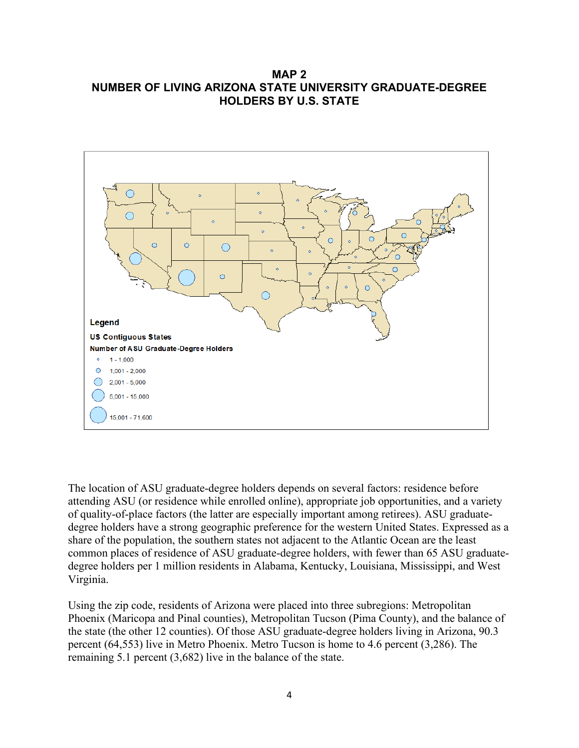**MAP 2**
**NUMBER OF LIVING ARIZONA STATE UNIVERSITY GRADUATE-DEGREE HOLDERS BY U.S. STATE**

Legend

US Contiguous States

Number of ASU Graduate-Degree Holders

- 1 - 1,000
- 1,001 - 2,000
- 2,001 - 5,000
- 5,001 - 15,000
- 15,001 - 71,600

The location of ASU graduate-degree holders depends on several factors: residence before attending ASU (or residence while enrolled online), appropriate job opportunities, and a variety of quality-of-place factors (the latter are especially important among retirees). ASU graduate-degree holders have a strong geographic preference for the western United States. Expressed as a share of the population, the southern states not adjacent to the Atlantic Ocean are the least common places of residence of ASU graduate-degree holders, with fewer than 65 ASU graduate-degree holders per 1 million residents in Alabama, Kentucky, Louisiana, Mississippi, and West Virginia.

Using the zip code, residents of Arizona were placed into three subregions: Metropolitan Phoenix (Maricopa and Pinal counties), Metropolitan Tucson (Pima County), and the balance of the state (the other 12 counties). Of those ASU graduate-degree holders living in Arizona, 90.3 percent (64,553) live in Metro Phoenix. Metro Tucson is home to 4.6 percent (3,286). The remaining 5.1 percent (3,682) live in the balance of the state.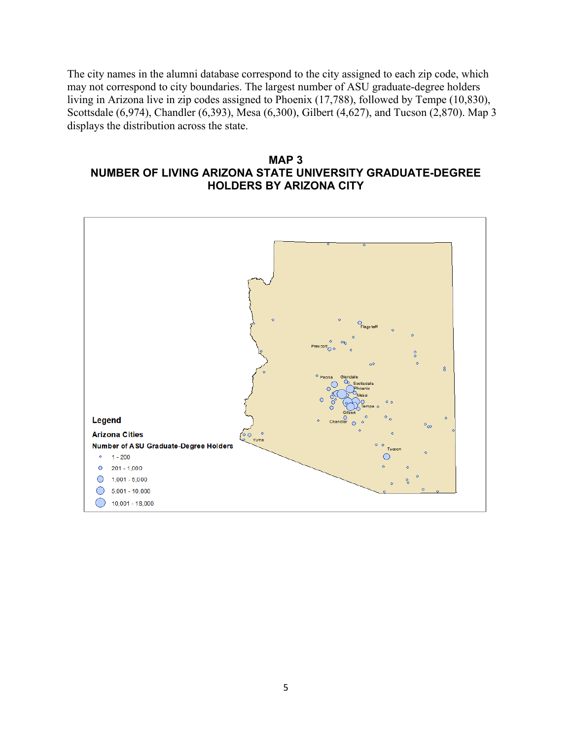The city names in the alumni database correspond to the city assigned to each zip code, which may not correspond to city boundaries. The largest number of ASU graduate-degree holders living in Arizona live in zip codes assigned to Phoenix (17,788), followed by Tempe (10,830), Scottsdale (6,974), Chandler (6,393), Mesa (6,300), Gilbert (4,627), and Tucson (2,870). Map 3 displays the distribution across the state.

## MAP 3
## NUMBER OF LIVING ARIZONA STATE UNIVERSITY GRADUATE-DEGREE HOLDERS BY ARIZONA CITY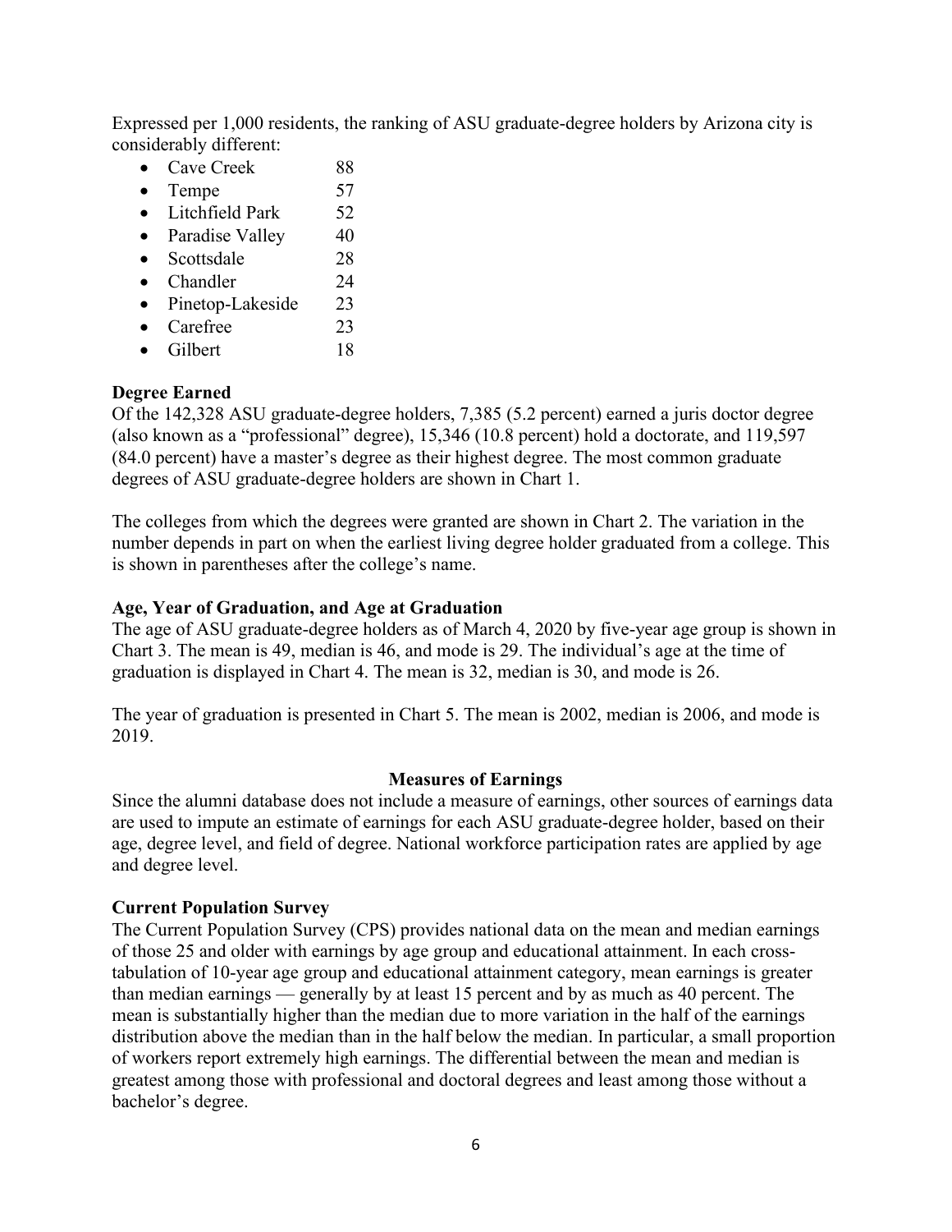Expressed per 1,000 residents, the ranking of ASU graduate-degree holders by Arizona city is considerably different:

- Cave Creek 88
- Tempe 57
- Litchfield Park 52
- Paradise Valley 40
- Scottsdale 28
- Chandler 24
- Pinetop-Lakeside 23
- Carefree 23
- Gilbert 18

**Degree Earned**

Of the 142,328 ASU graduate-degree holders, 7,385 (5.2 percent) earned a juris doctor degree (also known as a "professional" degree), 15,346 (10.8 percent) hold a doctorate, and 119,597 (84.0 percent) have a master's degree as their highest degree. The most common graduate degrees of ASU graduate-degree holders are shown in Chart 1.

The colleges from which the degrees were granted are shown in Chart 2. The variation in the number depends in part on when the earliest living degree holder graduated from a college. This is shown in parentheses after the college's name.

**Age, Year of Graduation, and Age at Graduation**

The age of ASU graduate-degree holders as of March 4, 2020 by five-year age group is shown in Chart 3. The mean is 49, median is 46, and mode is 29. The individual's age at the time of graduation is displayed in Chart 4. The mean is 32, median is 30, and mode is 26.

The year of graduation is presented in Chart 5. The mean is 2002, median is 2006, and mode is 2019.

## Measures of Earnings

Since the alumni database does not include a measure of earnings, other sources of earnings data are used to impute an estimate of earnings for each ASU graduate-degree holder, based on their age, degree level, and field of degree. National workforce participation rates are applied by age and degree level.

**Current Population Survey**

The Current Population Survey (CPS) provides national data on the mean and median earnings of those 25 and older with earnings by age group and educational attainment. In each cross-tabulation of 10-year age group and educational attainment category, mean earnings is greater than median earnings — generally by at least 15 percent and by as much as 40 percent. The mean is substantially higher than the median due to more variation in the half of the earnings distribution above the median than in the half below the median. In particular, a small proportion of workers report extremely high earnings. The differential between the mean and median is greatest among those with professional and doctoral degrees and least among those without a bachelor's degree.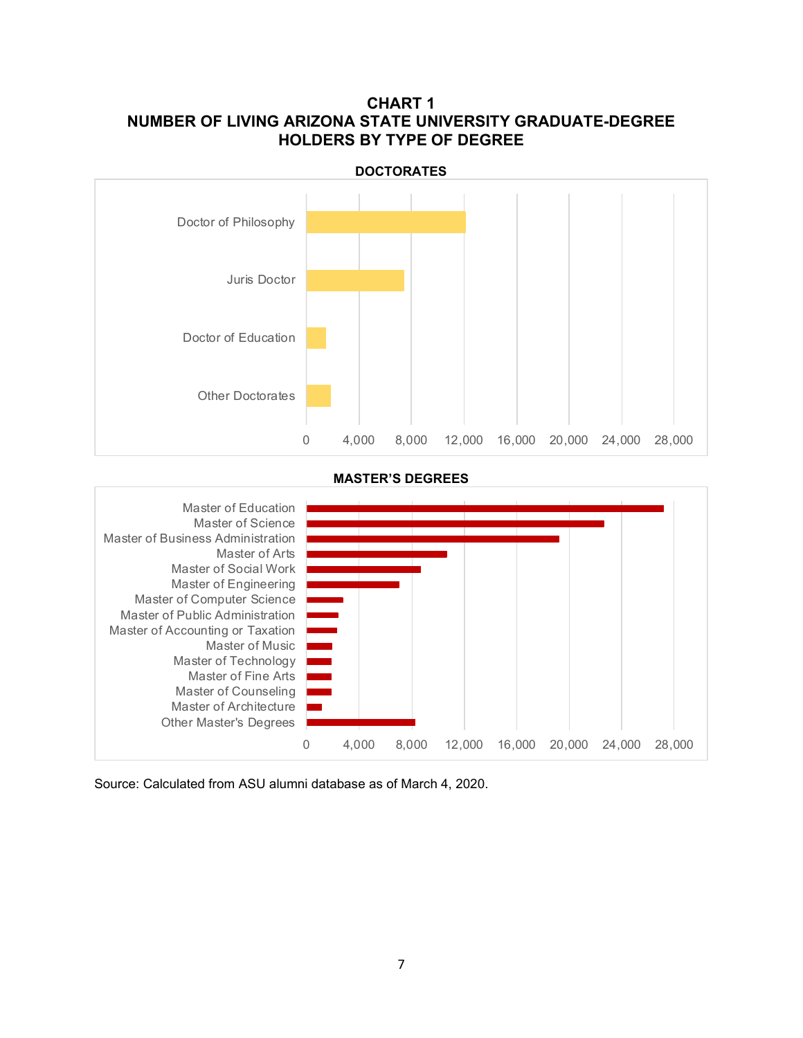### CHART 1
### NUMBER OF LIVING ARIZONA STATE UNIVERSITY GRADUATE-DEGREE HOLDERS BY TYPE OF DEGREE

**DOCTORATES**

Doctor of Philosophy

Juris Doctor

Doctor of Education

Other Doctorates

0 4,000 8,000 12,000 16,000 20,000 24,000 28,000

**MASTER'S DEGREES**

Master of Education

Master of Science

Master of Business Administration

Master of Arts

Master of Social Work

Master of Engineering

Master of Computer Science

Master of Public Administration

Master of Accounting or Taxation

Master of Music

Master of Technology

Master of Fine Arts

Master of Counseling

Master of Architecture

Other Master's Degrees

0 4,000 8,000 12,000 16,000 20,000 24,000 28,000

Source: Calculated from ASU alumni database as of March 4, 2020.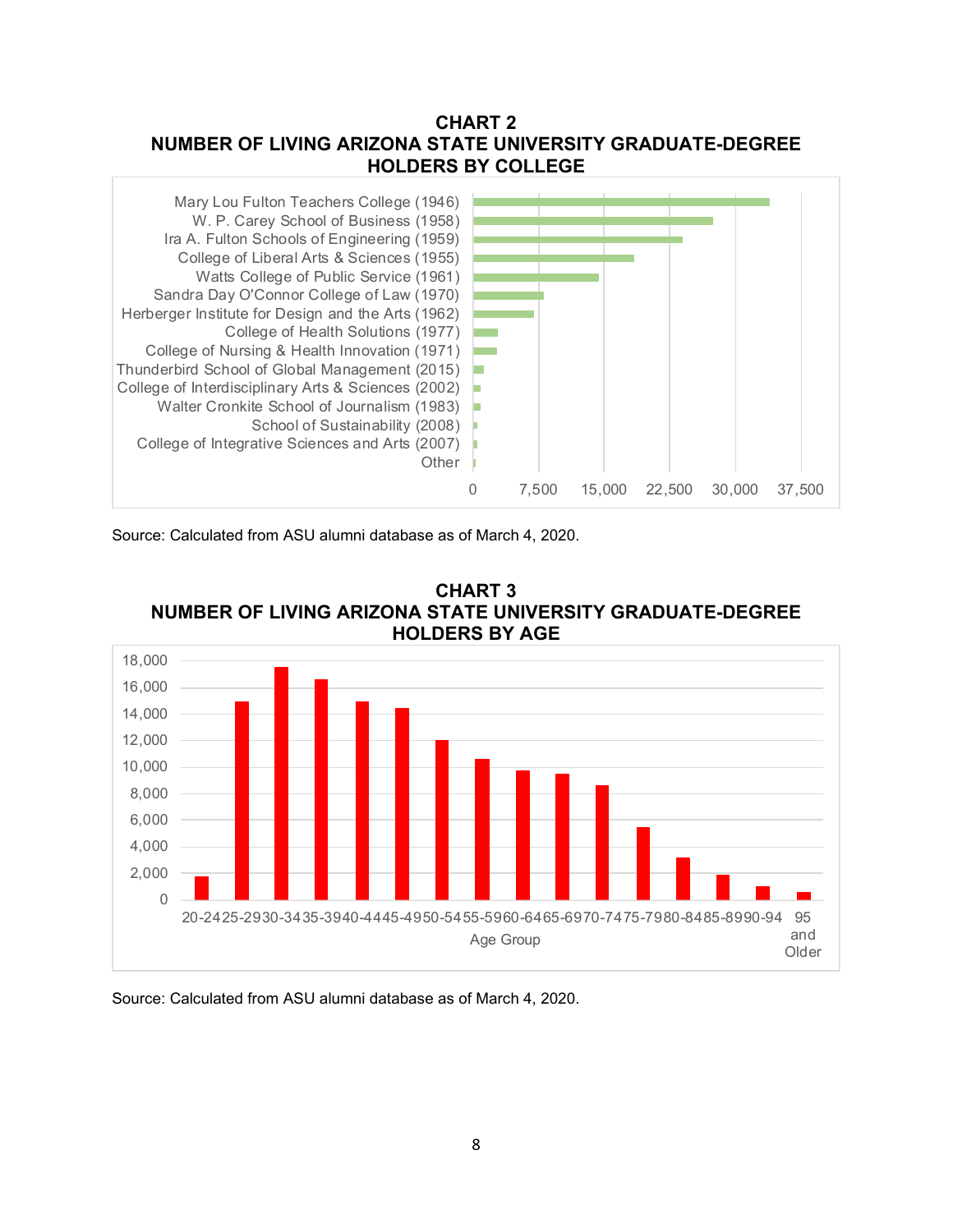**CHART 2**
**NUMBER OF LIVING ARIZONA STATE UNIVERSITY GRADUATE-DEGREE HOLDERS BY COLLEGE**

Mary Lou Fulton Teachers College (1946)
W. P. Carey School of Business (1958)
Ira A. Fulton Schools of Engineering (1959)
College of Liberal Arts & Sciences (1955)
Watts College of Public Service (1961)
Sandra Day O'Connor College of Law (1970)
Herberger Institute for Design and the Arts (1962)
College of Health Solutions (1977)
College of Nursing & Health Innovation (1971)
Thunderbird School of Global Management (2015)
College of Interdisciplinary Arts & Sciences (2002)
Walter Cronkite School of Journalism (1983)
School of Sustainability (2008)
College of Integrative Sciences and Arts (2007)
Other

0 7,500 15,000 22,500 30,000 37,500

Source: Calculated from ASU alumni database as of March 4, 2020.

**CHART 3**
**NUMBER OF LIVING ARIZONA STATE UNIVERSITY GRADUATE-DEGREE HOLDERS BY AGE**

18,000
16,000
14,000
12,000
10,000
8,000
6,000
4,000
2,000
0

20-24 25-29 30-34 35-39 40-44 45-49 50-54 55-59 60-64 65-69 70-74 75-79 80-84 85-89 90-94 95 and Older

Age Group

Source: Calculated from ASU alumni database as of March 4, 2020.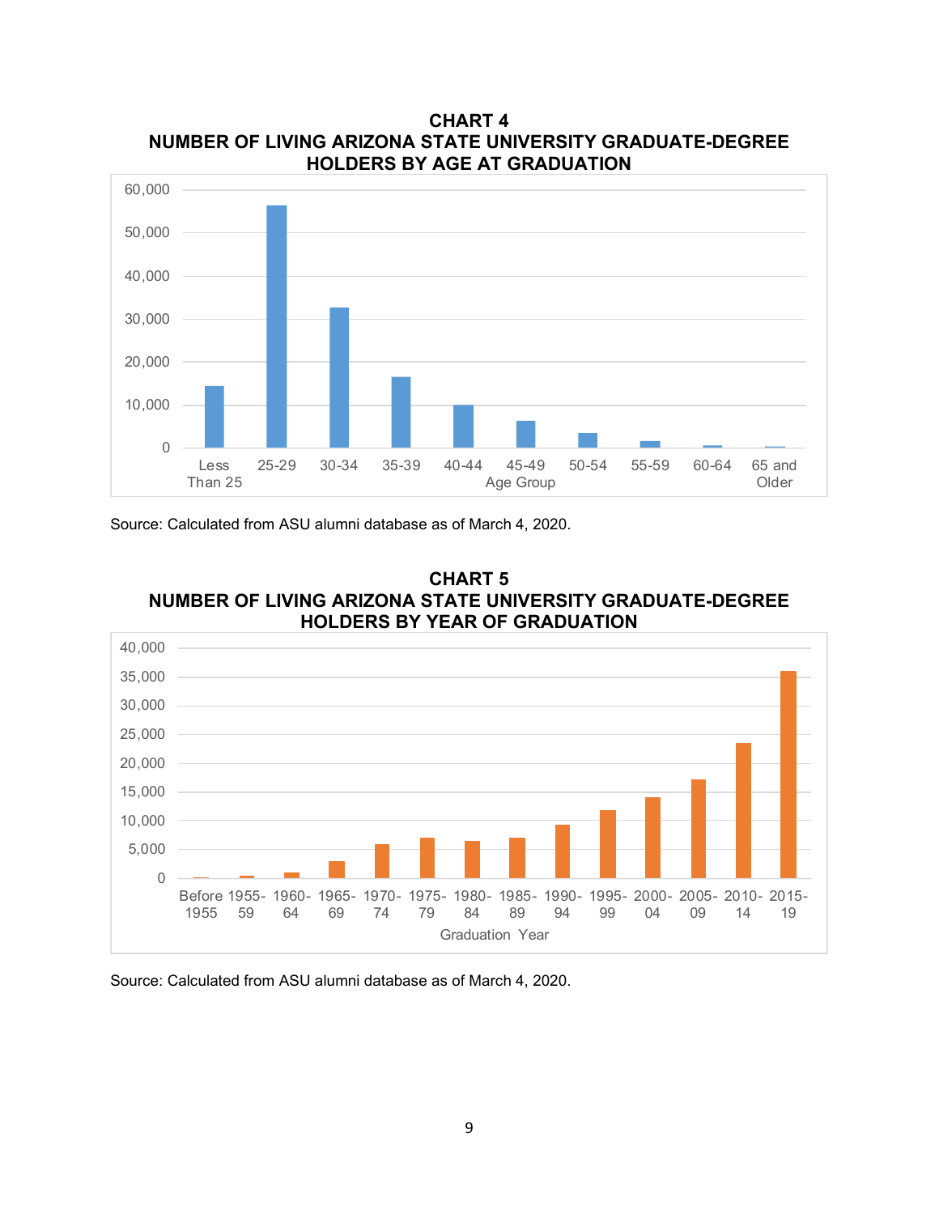**CHART 4**
**NUMBER OF LIVING ARIZONA STATE UNIVERSITY GRADUATE-DEGREE HOLDERS BY AGE AT GRADUATION**

Source: Calculated from ASU alumni database as of March 4, 2020.

**CHART 5**
**NUMBER OF LIVING ARIZONA STATE UNIVERSITY GRADUATE-DEGREE HOLDERS BY YEAR OF GRADUATION**

Source: Calculated from ASU alumni database as of March 4, 2020.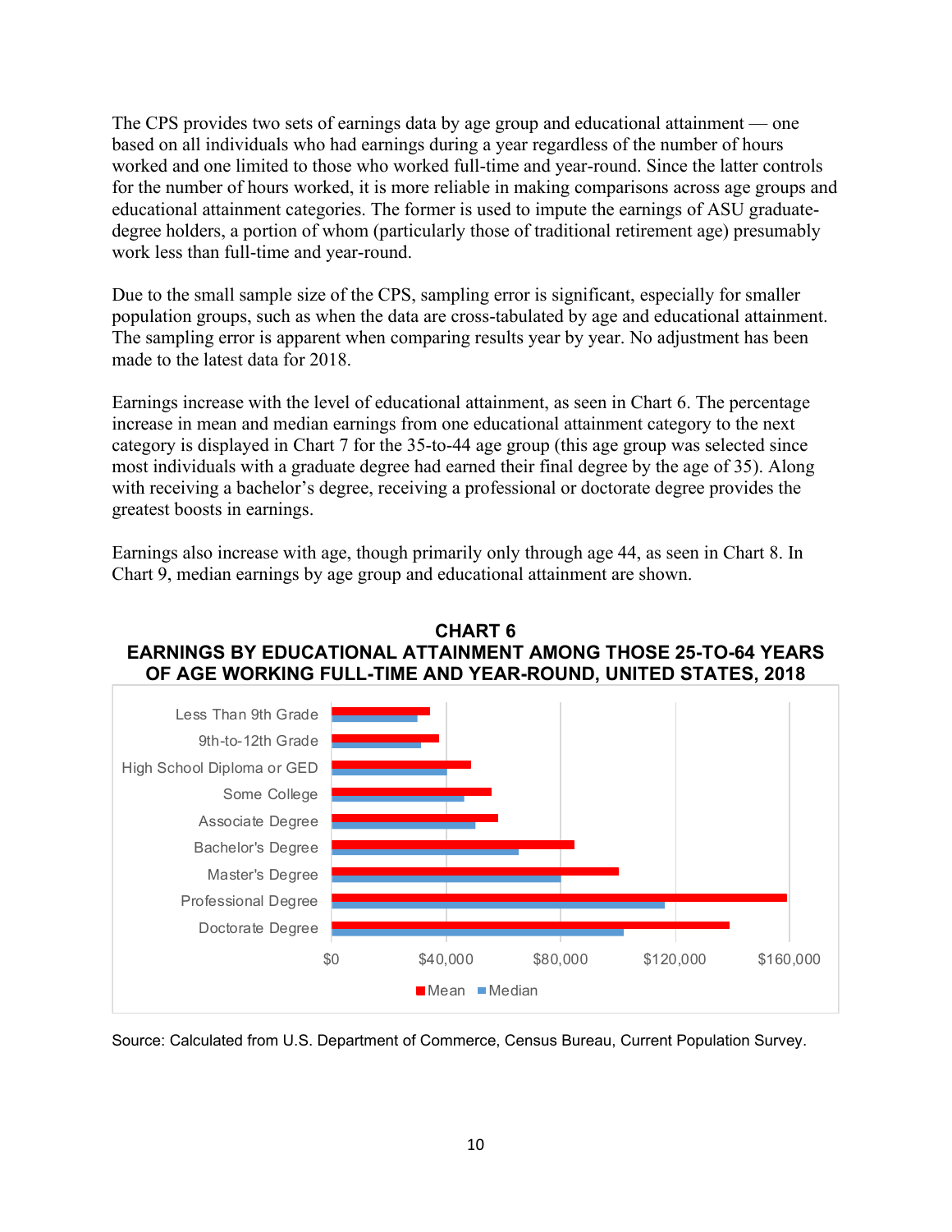The CPS provides two sets of earnings data by age group and educational attainment — one based on all individuals who had earnings during a year regardless of the number of hours worked and one limited to those who worked full-time and year-round. Since the latter controls for the number of hours worked, it is more reliable in making comparisons across age groups and educational attainment categories. The former is used to impute the earnings of ASU graduate-degree holders, a portion of whom (particularly those of traditional retirement age) presumably work less than full-time and year-round.

Due to the small sample size of the CPS, sampling error is significant, especially for smaller population groups, such as when the data are cross-tabulated by age and educational attainment. The sampling error is apparent when comparing results year by year. No adjustment has been made to the latest data for 2018.

Earnings increase with the level of educational attainment, as seen in Chart 6. The percentage increase in mean and median earnings from one educational attainment category to the next category is displayed in Chart 7 for the 35-to-44 age group (this age group was selected since most individuals with a graduate degree had earned their final degree by the age of 35). Along with receiving a bachelor's degree, receiving a professional or doctorate degree provides the greatest boosts in earnings.

Earnings also increase with age, though primarily only through age 44, as seen in Chart 8. In Chart 9, median earnings by age group and educational attainment are shown.

**CHART 6**
**EARNINGS BY EDUCATIONAL ATTAINMENT AMONG THOSE 25-TO-64 YEARS OF AGE WORKING FULL-TIME AND YEAR-ROUND, UNITED STATES, 2018**

Source: Calculated from U.S. Department of Commerce, Census Bureau, Current Population Survey.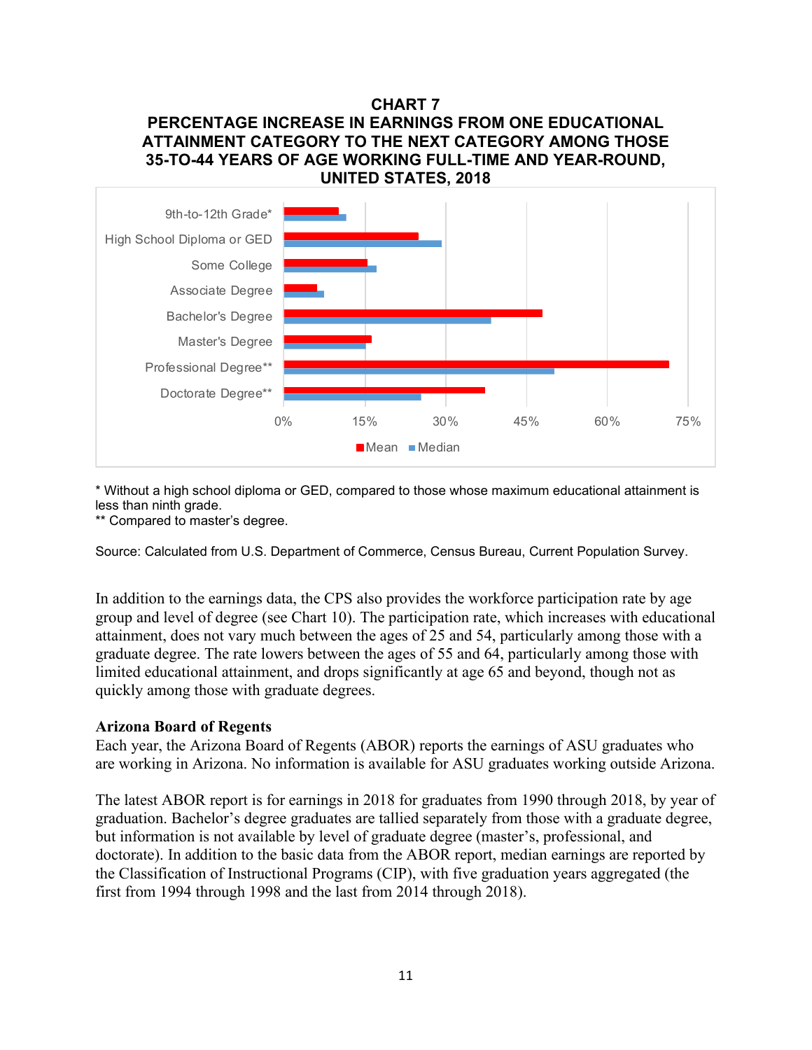**CHART 7**
**PERCENTAGE INCREASE IN EARNINGS FROM ONE EDUCATIONAL ATTAINMENT CATEGORY TO THE NEXT CATEGORY AMONG THOSE 35-TO-44 YEARS OF AGE WORKING FULL-TIME AND YEAR-ROUND, UNITED STATES, 2018**

\* Without a high school diploma or GED, compared to those whose maximum educational attainment is less than ninth grade.
\*\* Compared to master's degree.

Source: Calculated from U.S. Department of Commerce, Census Bureau, Current Population Survey.

In addition to the earnings data, the CPS also provides the workforce participation rate by age group and level of degree (see Chart 10). The participation rate, which increases with educational attainment, does not vary much between the ages of 25 and 54, particularly among those with a graduate degree. The rate lowers between the ages of 55 and 64, particularly among those with limited educational attainment, and drops significantly at age 65 and beyond, though not as quickly among those with graduate degrees.

**Arizona Board of Regents**

Each year, the Arizona Board of Regents (ABOR) reports the earnings of ASU graduates who are working in Arizona. No information is available for ASU graduates working outside Arizona.

The latest ABOR report is for earnings in 2018 for graduates from 1990 through 2018, by year of graduation. Bachelor's degree graduates are tallied separately from those with a graduate degree, but information is not available by level of graduate degree (master's, professional, and doctorate). In addition to the basic data from the ABOR report, median earnings are reported by the Classification of Instructional Programs (CIP), with five graduation years aggregated (the first from 1994 through 1998 and the last from 2014 through 2018).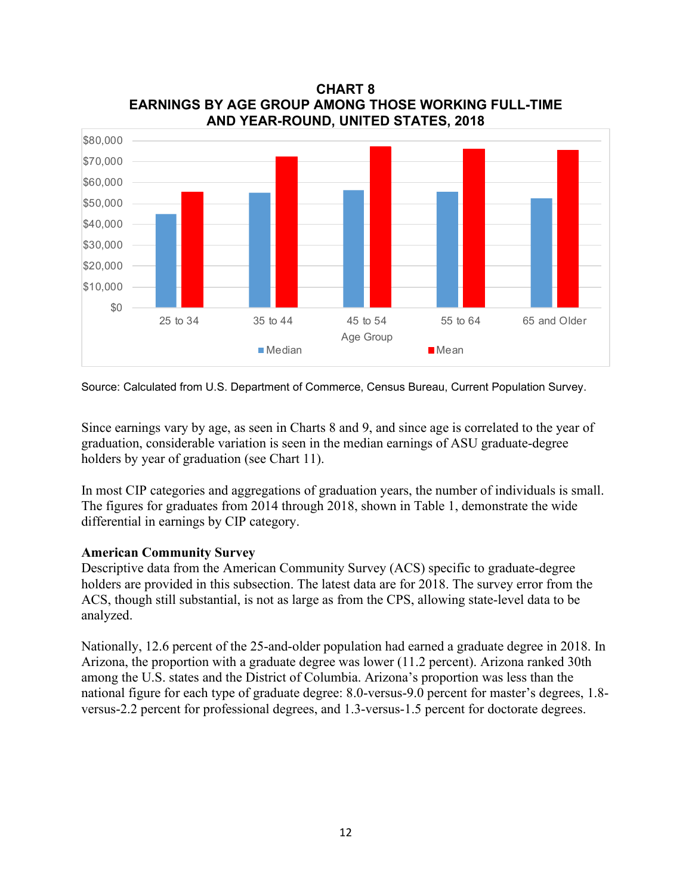**CHART 8**
**EARNINGS BY AGE GROUP AMONG THOSE WORKING FULL-TIME AND YEAR-ROUND, UNITED STATES, 2018**

Source: Calculated from U.S. Department of Commerce, Census Bureau, Current Population Survey.

Since earnings vary by age, as seen in Charts 8 and 9, and since age is correlated to the year of graduation, considerable variation is seen in the median earnings of ASU graduate-degree holders by year of graduation (see Chart 11).

In most CIP categories and aggregations of graduation years, the number of individuals is small. The figures for graduates from 2014 through 2018, shown in Table 1, demonstrate the wide differential in earnings by CIP category.

**American Community Survey**

Descriptive data from the American Community Survey (ACS) specific to graduate-degree holders are provided in this subsection. The latest data are for 2018. The survey error from the ACS, though still substantial, is not as large as from the CPS, allowing state-level data to be analyzed.

Nationally, 12.6 percent of the 25-and-older population had earned a graduate degree in 2018. In Arizona, the proportion with a graduate degree was lower (11.2 percent). Arizona ranked 30th among the U.S. states and the District of Columbia. Arizona's proportion was less than the national figure for each type of graduate degree: 8.0-versus-9.0 percent for master's degrees, 1.8-versus-2.2 percent for professional degrees, and 1.3-versus-1.5 percent for doctorate degrees.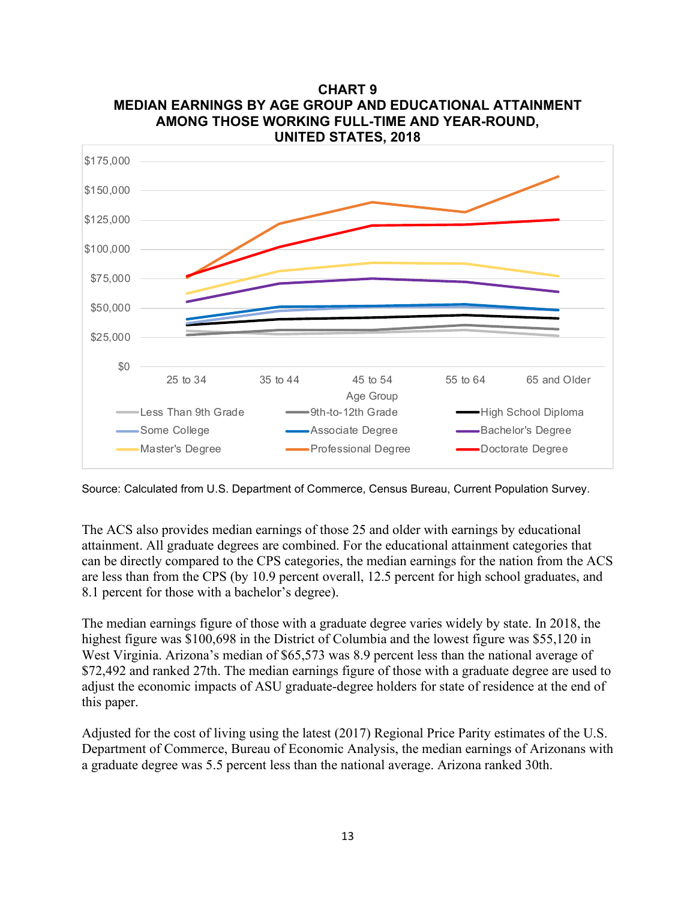**CHART 9**
**MEDIAN EARNINGS BY AGE GROUP AND EDUCATIONAL ATTAINMENT AMONG THOSE WORKING FULL-TIME AND YEAR-ROUND, UNITED STATES, 2018**

Source: Calculated from U.S. Department of Commerce, Census Bureau, Current Population Survey.

The ACS also provides median earnings of those 25 and older with earnings by educational attainment. All graduate degrees are combined. For the educational attainment categories that can be directly compared to the CPS categories, the median earnings for the nation from the ACS are less than from the CPS (by 10.9 percent overall, 12.5 percent for high school graduates, and 8.1 percent for those with a bachelor's degree).

The median earnings figure of those with a graduate degree varies widely by state. In 2018, the highest figure was $100,698 in the District of Columbia and the lowest figure was $55,120 in West Virginia. Arizona's median of $65,573 was 8.9 percent less than the national average of $72,492 and ranked 27th. The median earnings figure of those with a graduate degree are used to adjust the economic impacts of ASU graduate-degree holders for state of residence at the end of this paper.

Adjusted for the cost of living using the latest (2017) Regional Price Parity estimates of the U.S. Department of Commerce, Bureau of Economic Analysis, the median earnings of Arizonans with a graduate degree was 5.5 percent less than the national average. Arizona ranked 30th.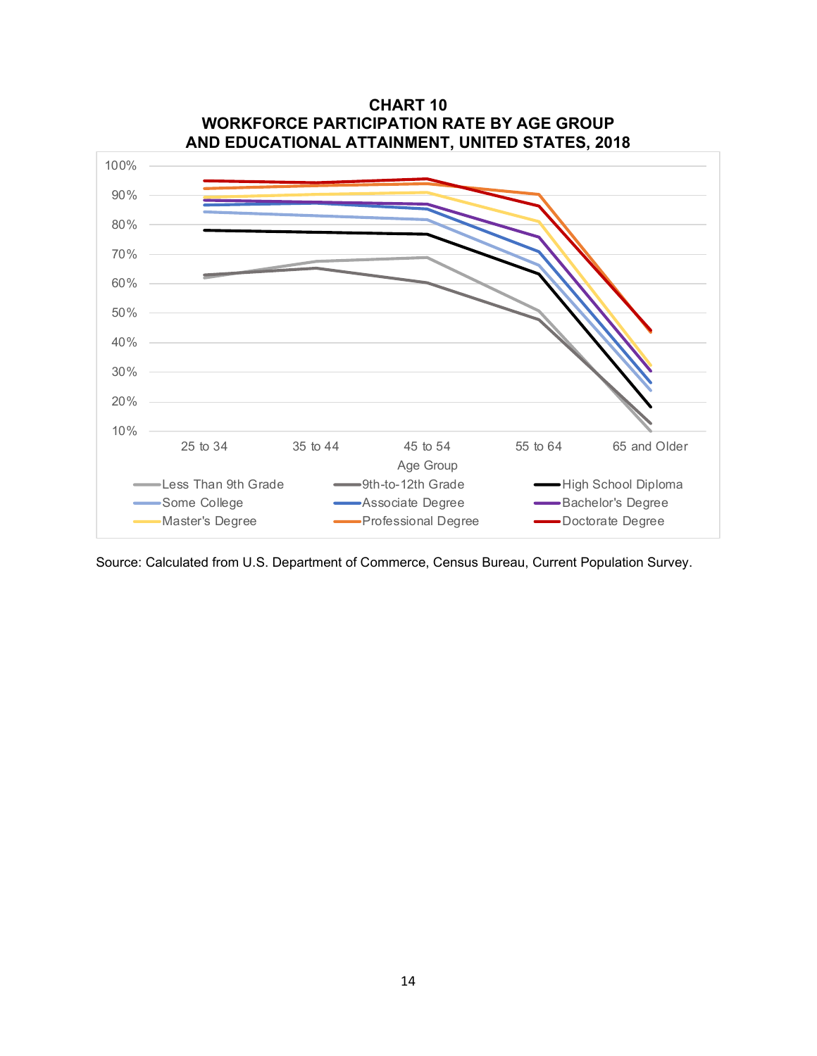**CHART 10**
**WORKFORCE PARTICIPATION RATE BY AGE GROUP AND EDUCATIONAL ATTAINMENT, UNITED STATES, 2018**

Source: Calculated from U.S. Department of Commerce, Census Bureau, Current Population Survey.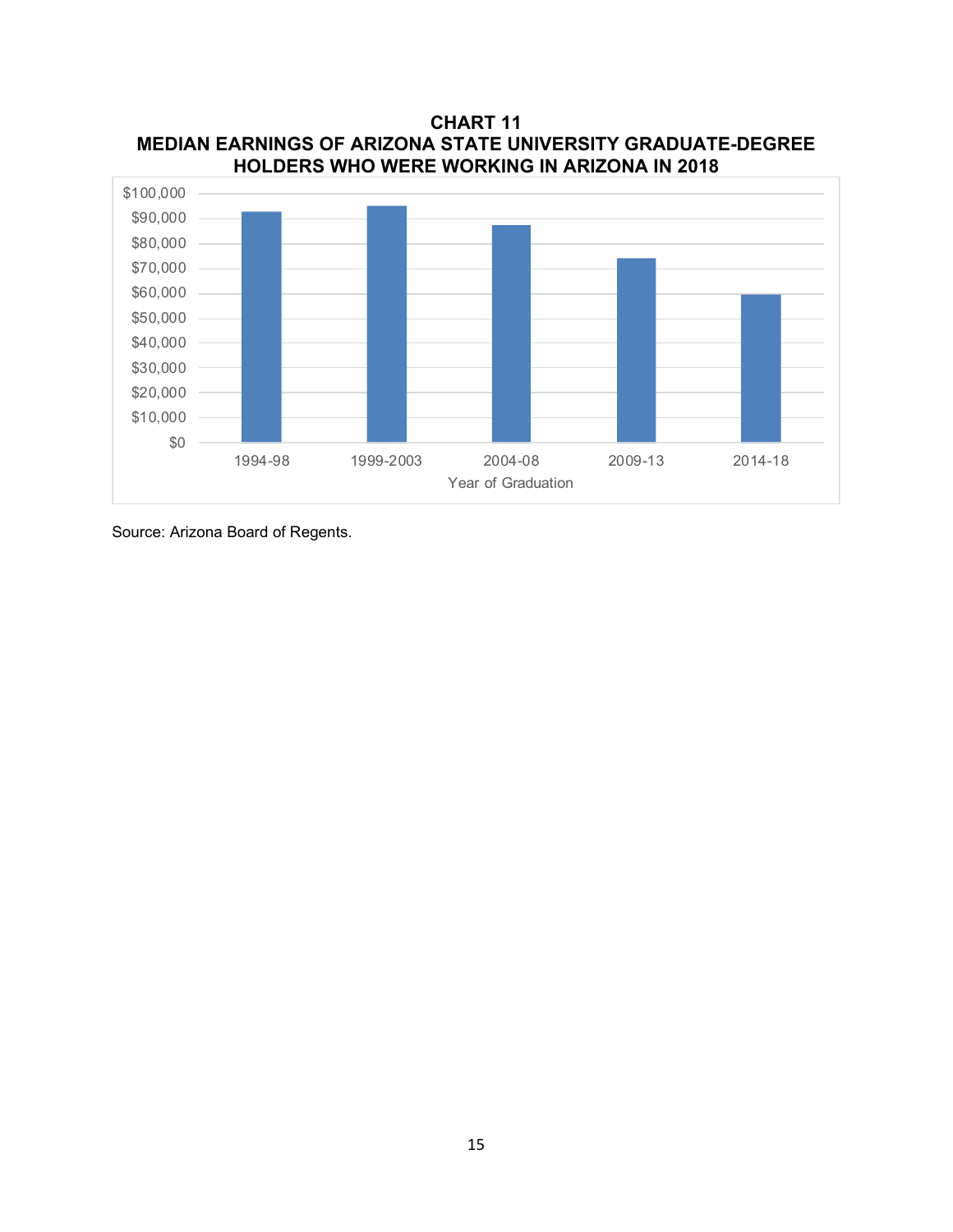**CHART 11**
**MEDIAN EARNINGS OF ARIZONA STATE UNIVERSITY GRADUATE-DEGREE HOLDERS WHO WERE WORKING IN ARIZONA IN 2018**

Source: Arizona Board of Regents.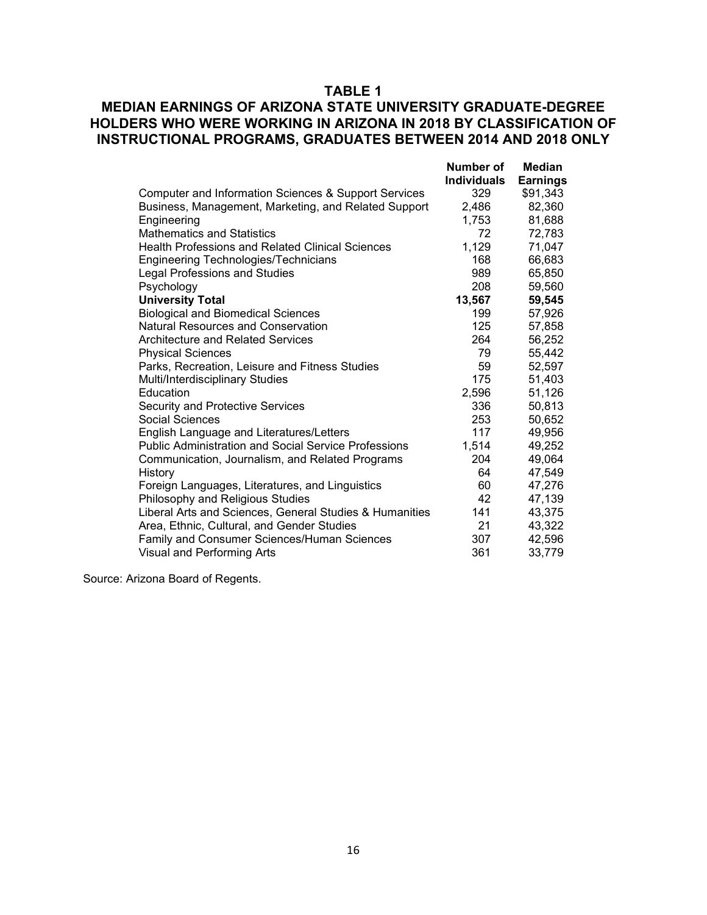## TABLE 1

## MEDIAN EARNINGS OF ARIZONA STATE UNIVERSITY GRADUATE-DEGREE HOLDERS WHO WERE WORKING IN ARIZONA IN 2018 BY CLASSIFICATION OF INSTRUCTIONAL PROGRAMS, GRADUATES BETWEEN 2014 AND 2018 ONLY

| | Number of Individuals | Median Earnings |
|---|---|---|
| Computer and Information Sciences & Support Services | 329 | $91,343 |
| Business, Management, Marketing, and Related Support | 2,486 | 82,360 |
| Engineering | 1,753 | 81,688 |
| Mathematics and Statistics | 72 | 72,783 |
| Health Professions and Related Clinical Sciences | 1,129 | 71,047 |
| Engineering Technologies/Technicians | 168 | 66,683 |
| Legal Professions and Studies | 989 | 65,850 |
| Psychology | 208 | 59,560 |
| **University Total** | **13,567** | **59,545** |
| Biological and Biomedical Sciences | 199 | 57,926 |
| Natural Resources and Conservation | 125 | 57,858 |
| Architecture and Related Services | 264 | 56,252 |
| Physical Sciences | 79 | 55,442 |
| Parks, Recreation, Leisure and Fitness Studies | 59 | 52,597 |
| Multi/Interdisciplinary Studies | 175 | 51,403 |
| Education | 2,596 | 51,126 |
| Security and Protective Services | 336 | 50,813 |
| Social Sciences | 253 | 50,652 |
| English Language and Literatures/Letters | 117 | 49,956 |
| Public Administration and Social Service Professions | 1,514 | 49,252 |
| Communication, Journalism, and Related Programs | 204 | 49,064 |
| History | 64 | 47,549 |
| Foreign Languages, Literatures, and Linguistics | 60 | 47,276 |
| Philosophy and Religious Studies | 42 | 47,139 |
| Liberal Arts and Sciences, General Studies & Humanities | 141 | 43,375 |
| Area, Ethnic, Cultural, and Gender Studies | 21 | 43,322 |
| Family and Consumer Sciences/Human Sciences | 307 | 42,596 |
| Visual and Performing Arts | 361 | 33,779 |

Source: Arizona Board of Regents.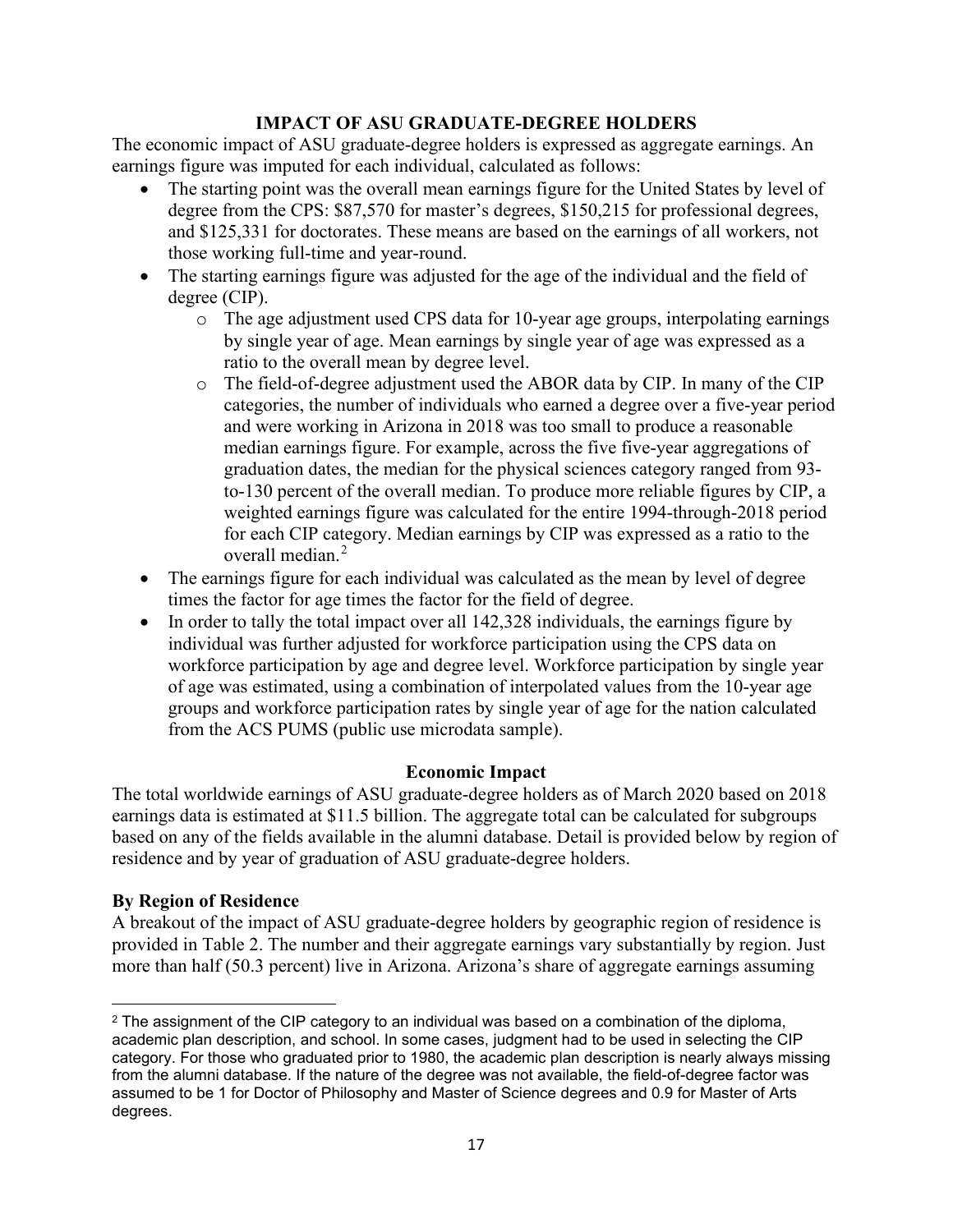## IMPACT OF ASU GRADUATE-DEGREE HOLDERS

The economic impact of ASU graduate-degree holders is expressed as aggregate earnings. An earnings figure was imputed for each individual, calculated as follows:

- The starting point was the overall mean earnings figure for the United States by level of degree from the CPS: $87,570 for master's degrees, $150,215 for professional degrees, and $125,331 for doctorates. These means are based on the earnings of all workers, not those working full-time and year-round.
- The starting earnings figure was adjusted for the age of the individual and the field of degree (CIP).
  - The age adjustment used CPS data for 10-year age groups, interpolating earnings by single year of age. Mean earnings by single year of age was expressed as a ratio to the overall mean by degree level.
  - The field-of-degree adjustment used the ABOR data by CIP. In many of the CIP categories, the number of individuals who earned a degree over a five-year period and were working in Arizona in 2018 was too small to produce a reasonable median earnings figure. For example, across the five five-year aggregations of graduation dates, the median for the physical sciences category ranged from 93-to-130 percent of the overall median. To produce more reliable figures by CIP, a weighted earnings figure was calculated for the entire 1994-through-2018 period for each CIP category. Median earnings by CIP was expressed as a ratio to the overall median.[2]
- The earnings figure for each individual was calculated as the mean by level of degree times the factor for age times the factor for the field of degree.
- In order to tally the total impact over all 142,328 individuals, the earnings figure by individual was further adjusted for workforce participation using the CPS data on workforce participation by age and degree level. Workforce participation by single year of age was estimated, using a combination of interpolated values from the 10-year age groups and workforce participation rates by single year of age for the nation calculated from the ACS PUMS (public use microdata sample).

### Economic Impact

The total worldwide earnings of ASU graduate-degree holders as of March 2020 based on 2018 earnings data is estimated at $11.5 billion. The aggregate total can be calculated for subgroups based on any of the fields available in the alumni database. Detail is provided below by region of residence and by year of graduation of ASU graduate-degree holders.

#### By Region of Residence

A breakout of the impact of ASU graduate-degree holders by geographic region of residence is provided in Table 2. The number and their aggregate earnings vary substantially by region. Just more than half (50.3 percent) live in Arizona. Arizona's share of aggregate earnings assuming

---

[2] The assignment of the CIP category to an individual was based on a combination of the diploma, academic plan description, and school. In some cases, judgment had to be used in selecting the CIP category. For those who graduated prior to 1980, the academic plan description is nearly always missing from the alumni database. If the nature of the degree was not available, the field-of-degree factor was assumed to be 1 for Doctor of Philosophy and Master of Science degrees and 0.9 for Master of Arts degrees.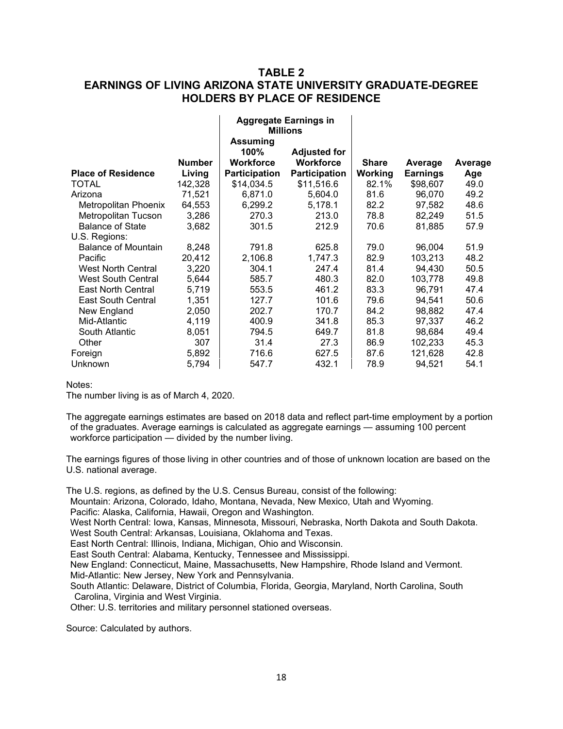## TABLE 2
## EARNINGS OF LIVING ARIZONA STATE UNIVERSITY GRADUATE-DEGREE HOLDERS BY PLACE OF RESIDENCE

| Place of Residence | Number Living | Aggregate Earnings in Millions: Assuming 100% Workforce Participation | Aggregate Earnings in Millions: Adjusted for Workforce Participation | Share Working | Average Earnings | Average Age |
|---|---|---|---|---|---|---|
| TOTAL | 142,328 | $14,034.5 | $11,516.6 | 82.1% | $98,607 | 49.0 |
| Arizona | 71,521 | 6,871.0 | 5,604.0 | 81.6 | 96,070 | 49.2 |
| Metropolitan Phoenix | 64,553 | 6,299.2 | 5,178.1 | 82.2 | 97,582 | 48.6 |
| Metropolitan Tucson | 3,286 | 270.3 | 213.0 | 78.8 | 82,249 | 51.5 |
| Balance of State | 3,682 | 301.5 | 212.9 | 70.6 | 81,885 | 57.9 |
| U.S. Regions: | | | | | | |
| Balance of Mountain | 8,248 | 791.8 | 625.8 | 79.0 | 96,004 | 51.9 |
| Pacific | 20,412 | 2,106.8 | 1,747.3 | 82.9 | 103,213 | 48.2 |
| West North Central | 3,220 | 304.1 | 247.4 | 81.4 | 94,430 | 50.5 |
| West South Central | 5,644 | 585.7 | 480.3 | 82.0 | 103,778 | 49.8 |
| East North Central | 5,719 | 553.5 | 461.2 | 83.3 | 96,791 | 47.4 |
| East South Central | 1,351 | 127.7 | 101.6 | 79.6 | 94,541 | 50.6 |
| New England | 2,050 | 202.7 | 170.7 | 84.2 | 98,882 | 47.4 |
| Mid-Atlantic | 4,119 | 400.9 | 341.8 | 85.3 | 97,337 | 46.2 |
| South Atlantic | 8,051 | 794.5 | 649.7 | 81.8 | 98,684 | 49.4 |
| Other | 307 | 31.4 | 27.3 | 86.9 | 102,233 | 45.3 |
| Foreign | 5,892 | 716.6 | 627.5 | 87.6 | 121,628 | 42.8 |
| Unknown | 5,794 | 547.7 | 432.1 | 78.9 | 94,521 | 54.1 |

Notes:

The number living is as of March 4, 2020.

The aggregate earnings estimates are based on 2018 data and reflect part-time employment by a portion of the graduates. Average earnings is calculated as aggregate earnings — assuming 100 percent workforce participation — divided by the number living.

The earnings figures of those living in other countries and of those of unknown location are based on the U.S. national average.

The U.S. regions, as defined by the U.S. Census Bureau, consist of the following:

Mountain: Arizona, Colorado, Idaho, Montana, Nevada, New Mexico, Utah and Wyoming.
Pacific: Alaska, California, Hawaii, Oregon and Washington.
West North Central: Iowa, Kansas, Minnesota, Missouri, Nebraska, North Dakota and South Dakota.
West South Central: Arkansas, Louisiana, Oklahoma and Texas.
East North Central: Illinois, Indiana, Michigan, Ohio and Wisconsin.
East South Central: Alabama, Kentucky, Tennessee and Mississippi.
New England: Connecticut, Maine, Massachusetts, New Hampshire, Rhode Island and Vermont.
Mid-Atlantic: New Jersey, New York and Pennsylvania.
South Atlantic: Delaware, District of Columbia, Florida, Georgia, Maryland, North Carolina, South Carolina, Virginia and West Virginia.
Other: U.S. territories and military personnel stationed overseas.

Source: Calculated by authors.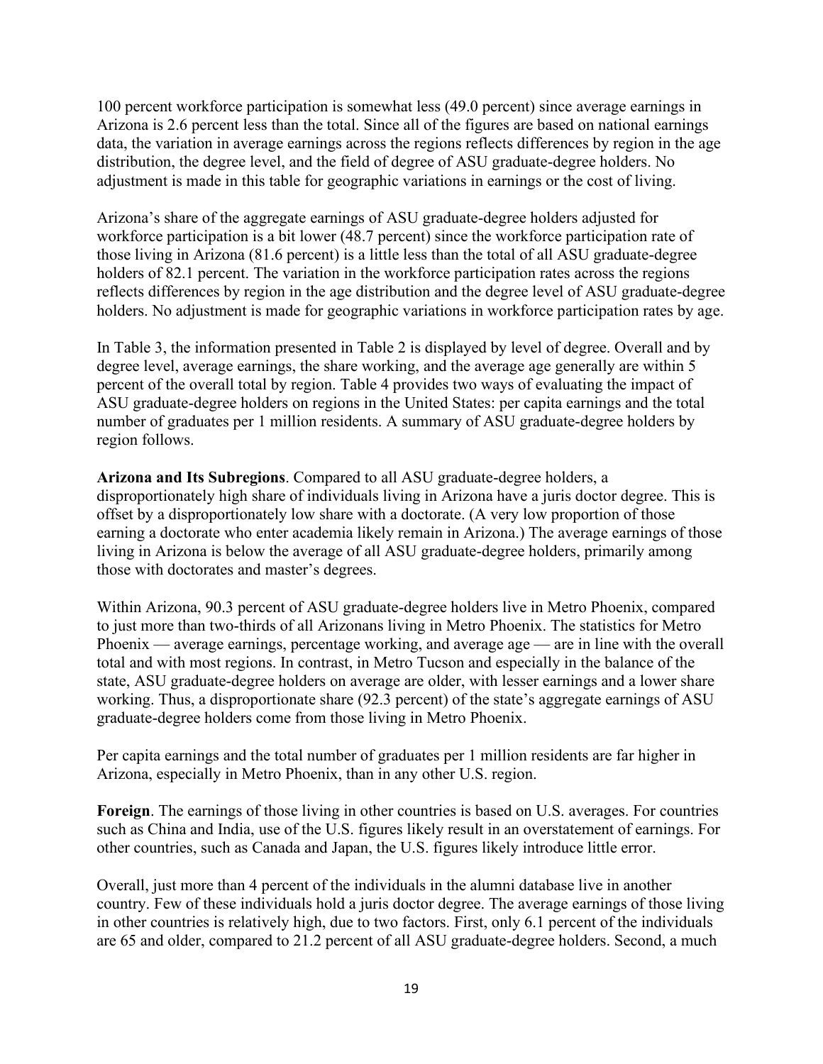100 percent workforce participation is somewhat less (49.0 percent) since average earnings in Arizona is 2.6 percent less than the total. Since all of the figures are based on national earnings data, the variation in average earnings across the regions reflects differences by region in the age distribution, the degree level, and the field of degree of ASU graduate-degree holders. No adjustment is made in this table for geographic variations in earnings or the cost of living.

Arizona's share of the aggregate earnings of ASU graduate-degree holders adjusted for workforce participation is a bit lower (48.7 percent) since the workforce participation rate of those living in Arizona (81.6 percent) is a little less than the total of all ASU graduate-degree holders of 82.1 percent. The variation in the workforce participation rates across the regions reflects differences by region in the age distribution and the degree level of ASU graduate-degree holders. No adjustment is made for geographic variations in workforce participation rates by age.

In Table 3, the information presented in Table 2 is displayed by level of degree. Overall and by degree level, average earnings, the share working, and the average age generally are within 5 percent of the overall total by region. Table 4 provides two ways of evaluating the impact of ASU graduate-degree holders on regions in the United States: per capita earnings and the total number of graduates per 1 million residents. A summary of ASU graduate-degree holders by region follows.

**Arizona and Its Subregions**. Compared to all ASU graduate-degree holders, a disproportionately high share of individuals living in Arizona have a juris doctor degree. This is offset by a disproportionately low share with a doctorate. (A very low proportion of those earning a doctorate who enter academia likely remain in Arizona.) The average earnings of those living in Arizona is below the average of all ASU graduate-degree holders, primarily among those with doctorates and master's degrees.

Within Arizona, 90.3 percent of ASU graduate-degree holders live in Metro Phoenix, compared to just more than two-thirds of all Arizonans living in Metro Phoenix. The statistics for Metro Phoenix — average earnings, percentage working, and average age — are in line with the overall total and with most regions. In contrast, in Metro Tucson and especially in the balance of the state, ASU graduate-degree holders on average are older, with lesser earnings and a lower share working. Thus, a disproportionate share (92.3 percent) of the state's aggregate earnings of ASU graduate-degree holders come from those living in Metro Phoenix.

Per capita earnings and the total number of graduates per 1 million residents are far higher in Arizona, especially in Metro Phoenix, than in any other U.S. region.

**Foreign**. The earnings of those living in other countries is based on U.S. averages. For countries such as China and India, use of the U.S. figures likely result in an overstatement of earnings. For other countries, such as Canada and Japan, the U.S. figures likely introduce little error.

Overall, just more than 4 percent of the individuals in the alumni database live in another country. Few of these individuals hold a juris doctor degree. The average earnings of those living in other countries is relatively high, due to two factors. First, only 6.1 percent of the individuals are 65 and older, compared to 21.2 percent of all ASU graduate-degree holders. Second, a much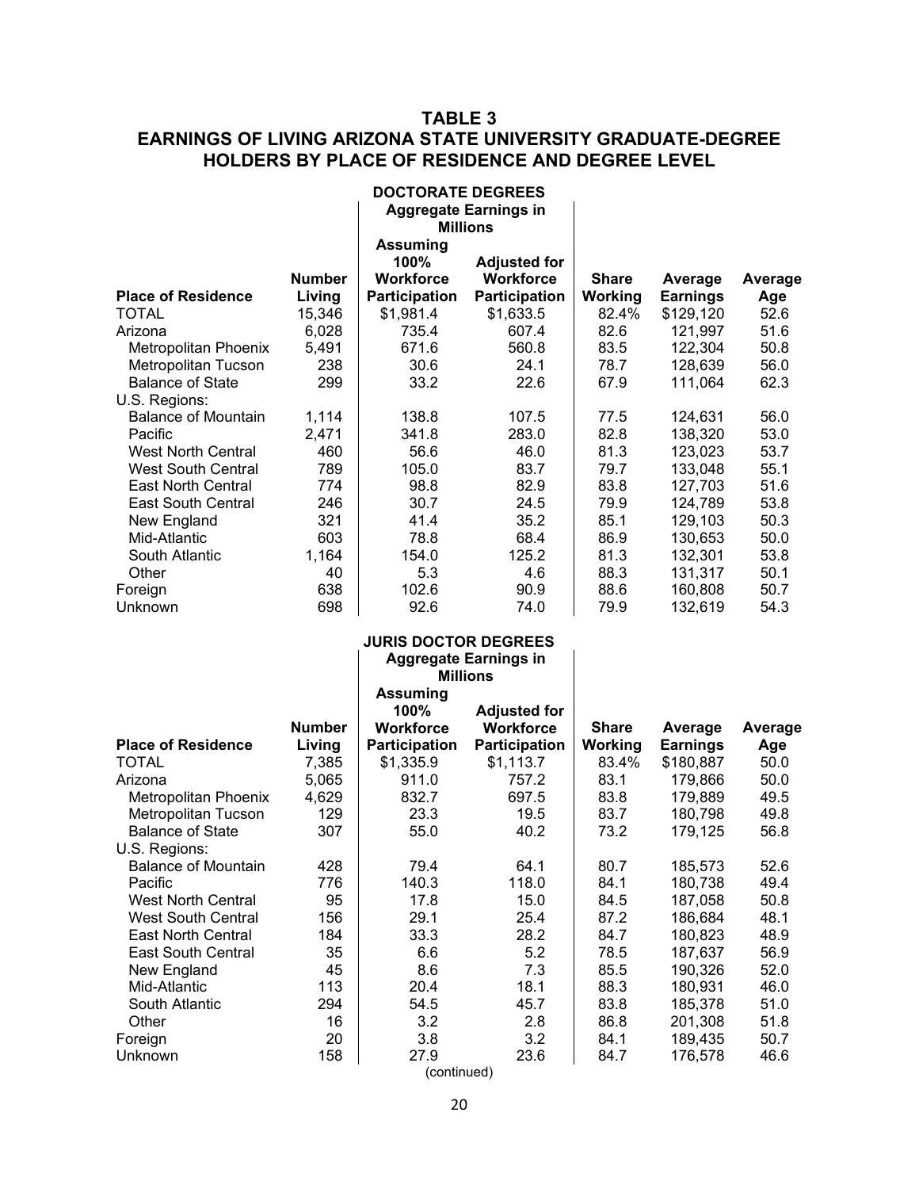## TABLE 3
## EARNINGS OF LIVING ARIZONA STATE UNIVERSITY GRADUATE-DEGREE HOLDERS BY PLACE OF RESIDENCE AND DEGREE LEVEL

**DOCTORATE DEGREES**

| | | Aggregate Earnings in Millions | | | | |
|---|---|---|---|---|---|---|
| **Place of Residence** | **Number Living** | **Assuming 100% Workforce Participation** | **Adjusted for Workforce Participation** | **Share Working** | **Average Earnings** | **Average Age** |
| TOTAL | 15,346 | $1,981.4 | $1,633.5 | 82.4% | $129,120 | 52.6 |
| Arizona | 6,028 | 735.4 | 607.4 | 82.6 | 121,997 | 51.6 |
| Metropolitan Phoenix | 5,491 | 671.6 | 560.8 | 83.5 | 122,304 | 50.8 |
| Metropolitan Tucson | 238 | 30.6 | 24.1 | 78.7 | 128,639 | 56.0 |
| Balance of State | 299 | 33.2 | 22.6 | 67.9 | 111,064 | 62.3 |
| U.S. Regions: | | | | | | |
| Balance of Mountain | 1,114 | 138.8 | 107.5 | 77.5 | 124,631 | 56.0 |
| Pacific | 2,471 | 341.8 | 283.0 | 82.8 | 138,320 | 53.0 |
| West North Central | 460 | 56.6 | 46.0 | 81.3 | 123,023 | 53.7 |
| West South Central | 789 | 105.0 | 83.7 | 79.7 | 133,048 | 55.1 |
| East North Central | 774 | 98.8 | 82.9 | 83.8 | 127,703 | 51.6 |
| East South Central | 246 | 30.7 | 24.5 | 79.9 | 124,789 | 53.8 |
| New England | 321 | 41.4 | 35.2 | 85.1 | 129,103 | 50.3 |
| Mid-Atlantic | 603 | 78.8 | 68.4 | 86.9 | 130,653 | 50.0 |
| South Atlantic | 1,164 | 154.0 | 125.2 | 81.3 | 132,301 | 53.8 |
| Other | 40 | 5.3 | 4.6 | 88.3 | 131,317 | 50.1 |
| Foreign | 638 | 102.6 | 90.9 | 88.6 | 160,808 | 50.7 |
| Unknown | 698 | 92.6 | 74.0 | 79.9 | 132,619 | 54.3 |

**JURIS DOCTOR DEGREES**

| | | Aggregate Earnings in Millions | | | | |
|---|---|---|---|---|---|---|
| **Place of Residence** | **Number Living** | **Assuming 100% Workforce Participation** | **Adjusted for Workforce Participation** | **Share Working** | **Average Earnings** | **Average Age** |
| TOTAL | 7,385 | $1,335.9 | $1,113.7 | 83.4% | $180,887 | 50.0 |
| Arizona | 5,065 | 911.0 | 757.2 | 83.1 | 179,866 | 50.0 |
| Metropolitan Phoenix | 4,629 | 832.7 | 697.5 | 83.8 | 179,889 | 49.5 |
| Metropolitan Tucson | 129 | 23.3 | 19.5 | 83.7 | 180,798 | 49.8 |
| Balance of State | 307 | 55.0 | 40.2 | 73.2 | 179,125 | 56.8 |
| U.S. Regions: | | | | | | |
| Balance of Mountain | 428 | 79.4 | 64.1 | 80.7 | 185,573 | 52.6 |
| Pacific | 776 | 140.3 | 118.0 | 84.1 | 180,738 | 49.4 |
| West North Central | 95 | 17.8 | 15.0 | 84.5 | 187,058 | 50.8 |
| West South Central | 156 | 29.1 | 25.4 | 87.2 | 186,684 | 48.1 |
| East North Central | 184 | 33.3 | 28.2 | 84.7 | 180,823 | 48.9 |
| East South Central | 35 | 6.6 | 5.2 | 78.5 | 187,637 | 56.9 |
| New England | 45 | 8.6 | 7.3 | 85.5 | 190,326 | 52.0 |
| Mid-Atlantic | 113 | 20.4 | 18.1 | 88.3 | 180,931 | 46.0 |
| South Atlantic | 294 | 54.5 | 45.7 | 83.8 | 185,378 | 51.0 |
| Other | 16 | 3.2 | 2.8 | 86.8 | 201,308 | 51.8 |
| Foreign | 20 | 3.8 | 3.2 | 84.1 | 189,435 | 50.7 |
| Unknown | 158 | 27.9 | 23.6 | 84.7 | 176,578 | 46.6 |

(continued)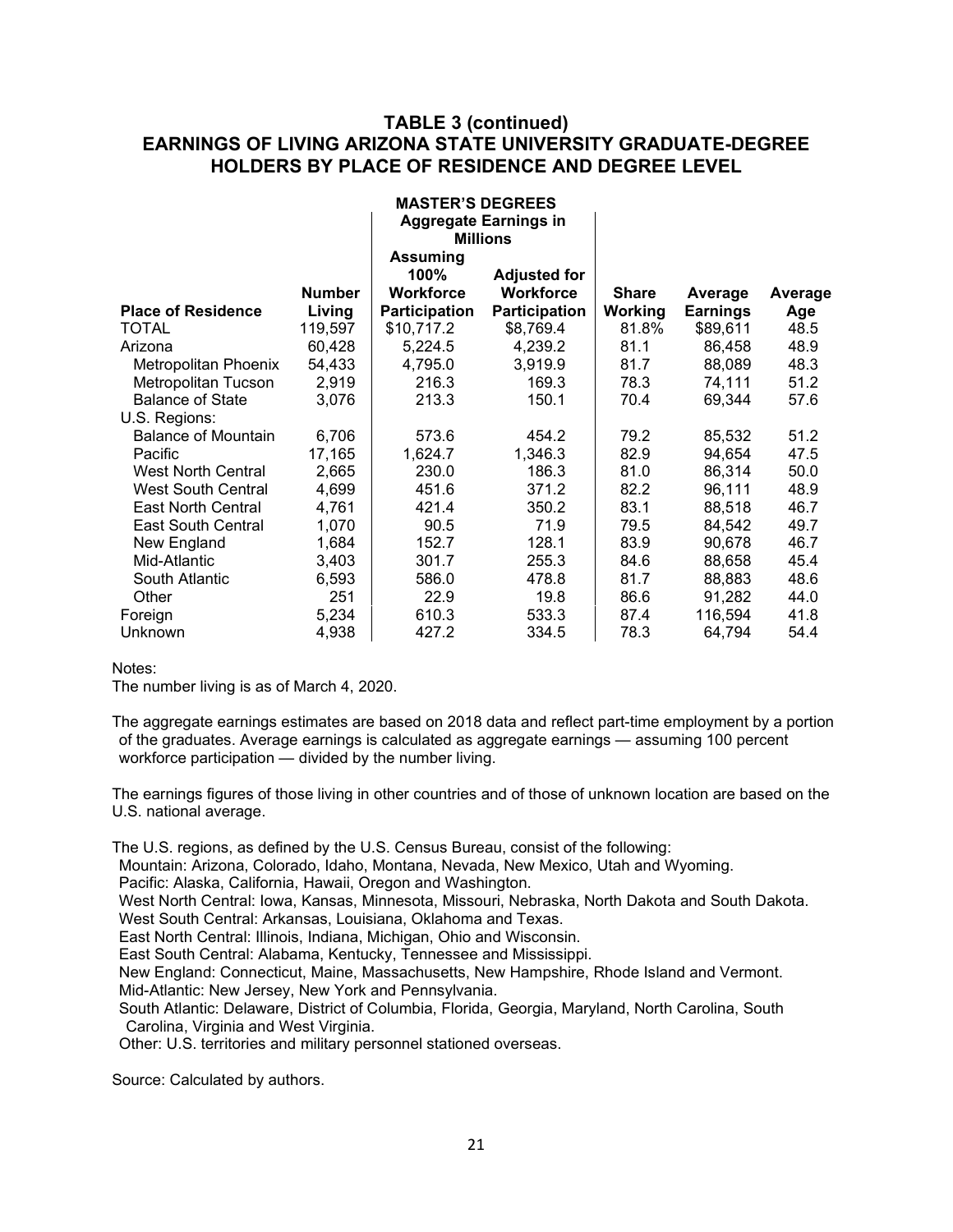## TABLE 3 (continued)
## EARNINGS OF LIVING ARIZONA STATE UNIVERSITY GRADUATE-DEGREE HOLDERS BY PLACE OF RESIDENCE AND DEGREE LEVEL

**MASTER'S DEGREES**

| | | Aggregate Earnings in Millions | | | | |
|---|---|---|---|---|---|---|
| **Place of Residence** | **Number Living** | **Assuming 100% Workforce Participation** | **Adjusted for Workforce Participation** | **Share Working** | **Average Earnings** | **Average Age** |
| TOTAL | 119,597 | $10,717.2 | $8,769.4 | 81.8% | $89,611 | 48.5 |
| Arizona | 60,428 | 5,224.5 | 4,239.2 | 81.1 | 86,458 | 48.9 |
| Metropolitan Phoenix | 54,433 | 4,795.0 | 3,919.9 | 81.7 | 88,089 | 48.3 |
| Metropolitan Tucson | 2,919 | 216.3 | 169.3 | 78.3 | 74,111 | 51.2 |
| Balance of State | 3,076 | 213.3 | 150.1 | 70.4 | 69,344 | 57.6 |
| U.S. Regions: | | | | | | |
| Balance of Mountain | 6,706 | 573.6 | 454.2 | 79.2 | 85,532 | 51.2 |
| Pacific | 17,165 | 1,624.7 | 1,346.3 | 82.9 | 94,654 | 47.5 |
| West North Central | 2,665 | 230.0 | 186.3 | 81.0 | 86,314 | 50.0 |
| West South Central | 4,699 | 451.6 | 371.2 | 82.2 | 96,111 | 48.9 |
| East North Central | 4,761 | 421.4 | 350.2 | 83.1 | 88,518 | 46.7 |
| East South Central | 1,070 | 90.5 | 71.9 | 79.5 | 84,542 | 49.7 |
| New England | 1,684 | 152.7 | 128.1 | 83.9 | 90,678 | 46.7 |
| Mid-Atlantic | 3,403 | 301.7 | 255.3 | 84.6 | 88,658 | 45.4 |
| South Atlantic | 6,593 | 586.0 | 478.8 | 81.7 | 88,883 | 48.6 |
| Other | 251 | 22.9 | 19.8 | 86.6 | 91,282 | 44.0 |
| Foreign | 5,234 | 610.3 | 533.3 | 87.4 | 116,594 | 41.8 |
| Unknown | 4,938 | 427.2 | 334.5 | 78.3 | 64,794 | 54.4 |

Notes:

The number living is as of March 4, 2020.

The aggregate earnings estimates are based on 2018 data and reflect part-time employment by a portion of the graduates. Average earnings is calculated as aggregate earnings — assuming 100 percent workforce participation — divided by the number living.

The earnings figures of those living in other countries and of those of unknown location are based on the U.S. national average.

The U.S. regions, as defined by the U.S. Census Bureau, consist of the following:
- Mountain: Arizona, Colorado, Idaho, Montana, Nevada, New Mexico, Utah and Wyoming.
- Pacific: Alaska, California, Hawaii, Oregon and Washington.
- West North Central: Iowa, Kansas, Minnesota, Missouri, Nebraska, North Dakota and South Dakota.
- West South Central: Arkansas, Louisiana, Oklahoma and Texas.
- East North Central: Illinois, Indiana, Michigan, Ohio and Wisconsin.
- East South Central: Alabama, Kentucky, Tennessee and Mississippi.
- New England: Connecticut, Maine, Massachusetts, New Hampshire, Rhode Island and Vermont.
- Mid-Atlantic: New Jersey, New York and Pennsylvania.
- South Atlantic: Delaware, District of Columbia, Florida, Georgia, Maryland, North Carolina, South Carolina, Virginia and West Virginia.
- Other: U.S. territories and military personnel stationed overseas.

Source: Calculated by authors.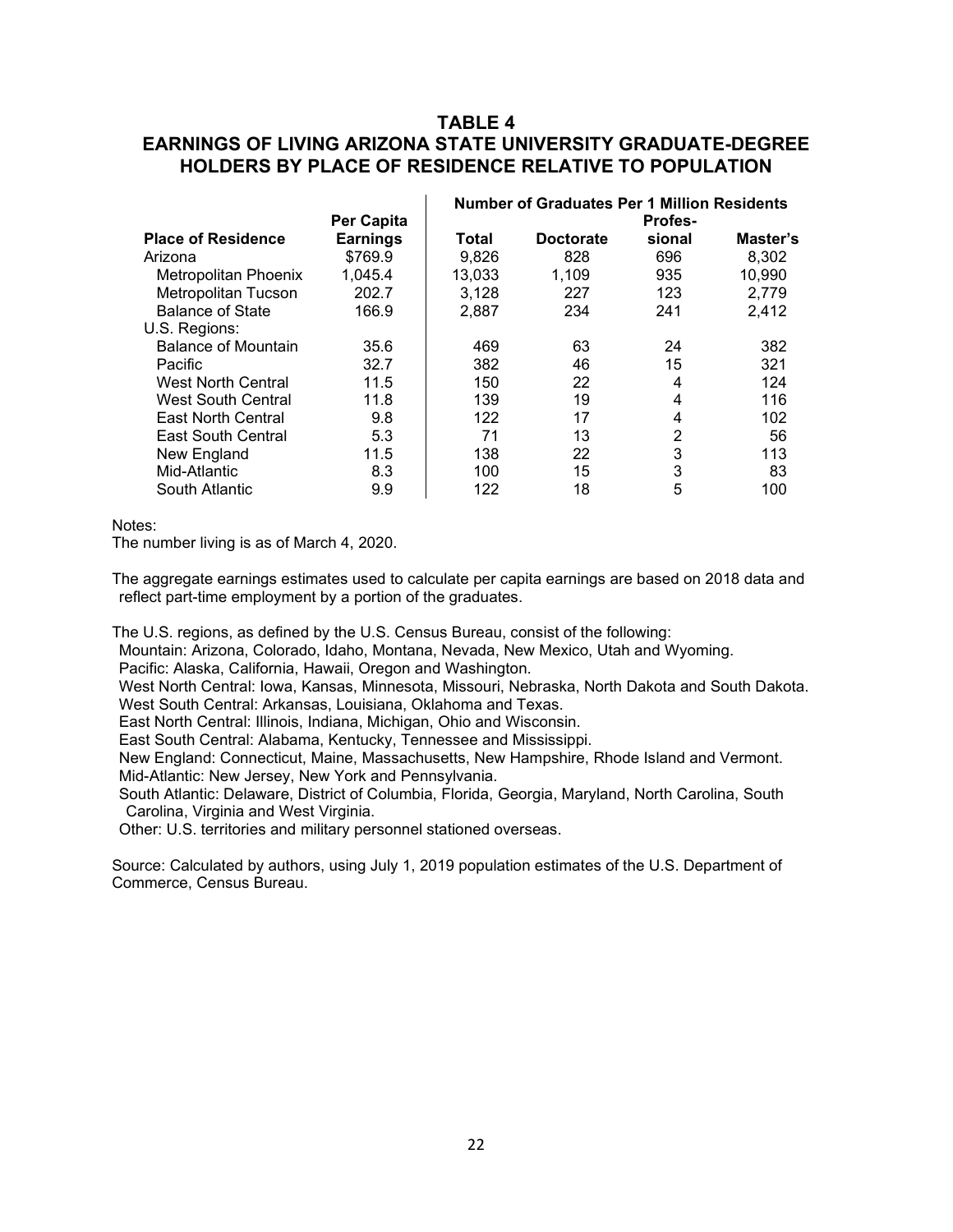## TABLE 4

## EARNINGS OF LIVING ARIZONA STATE UNIVERSITY GRADUATE-DEGREE HOLDERS BY PLACE OF RESIDENCE RELATIVE TO POPULATION

| Place of Residence | Per Capita Earnings | Number of Graduates Per 1 Million Residents | | | |
|---|---|---|---|---|---|
| | | Total | Doctorate | Profes-sional | Master's |
| Arizona | $769.9 | 9,826 | 828 | 696 | 8,302 |
| Metropolitan Phoenix | 1,045.4 | 13,033 | 1,109 | 935 | 10,990 |
| Metropolitan Tucson | 202.7 | 3,128 | 227 | 123 | 2,779 |
| Balance of State | 166.9 | 2,887 | 234 | 241 | 2,412 |
| U.S. Regions: | | | | | |
| Balance of Mountain | 35.6 | 469 | 63 | 24 | 382 |
| Pacific | 32.7 | 382 | 46 | 15 | 321 |
| West North Central | 11.5 | 150 | 22 | 4 | 124 |
| West South Central | 11.8 | 139 | 19 | 4 | 116 |
| East North Central | 9.8 | 122 | 17 | 4 | 102 |
| East South Central | 5.3 | 71 | 13 | 2 | 56 |
| New England | 11.5 | 138 | 22 | 3 | 113 |
| Mid-Atlantic | 8.3 | 100 | 15 | 3 | 83 |
| South Atlantic | 9.9 | 122 | 18 | 5 | 100 |

Notes:

The number living is as of March 4, 2020.

The aggregate earnings estimates used to calculate per capita earnings are based on 2018 data and reflect part-time employment by a portion of the graduates.

The U.S. regions, as defined by the U.S. Census Bureau, consist of the following:
- Mountain: Arizona, Colorado, Idaho, Montana, Nevada, New Mexico, Utah and Wyoming.
- Pacific: Alaska, California, Hawaii, Oregon and Washington.
- West North Central: Iowa, Kansas, Minnesota, Missouri, Nebraska, North Dakota and South Dakota.
- West South Central: Arkansas, Louisiana, Oklahoma and Texas.
- East North Central: Illinois, Indiana, Michigan, Ohio and Wisconsin.
- East South Central: Alabama, Kentucky, Tennessee and Mississippi.
- New England: Connecticut, Maine, Massachusetts, New Hampshire, Rhode Island and Vermont.
- Mid-Atlantic: New Jersey, New York and Pennsylvania.
- South Atlantic: Delaware, District of Columbia, Florida, Georgia, Maryland, North Carolina, South Carolina, Virginia and West Virginia.
- Other: U.S. territories and military personnel stationed overseas.

Source: Calculated by authors, using July 1, 2019 population estimates of the U.S. Department of Commerce, Census Bureau.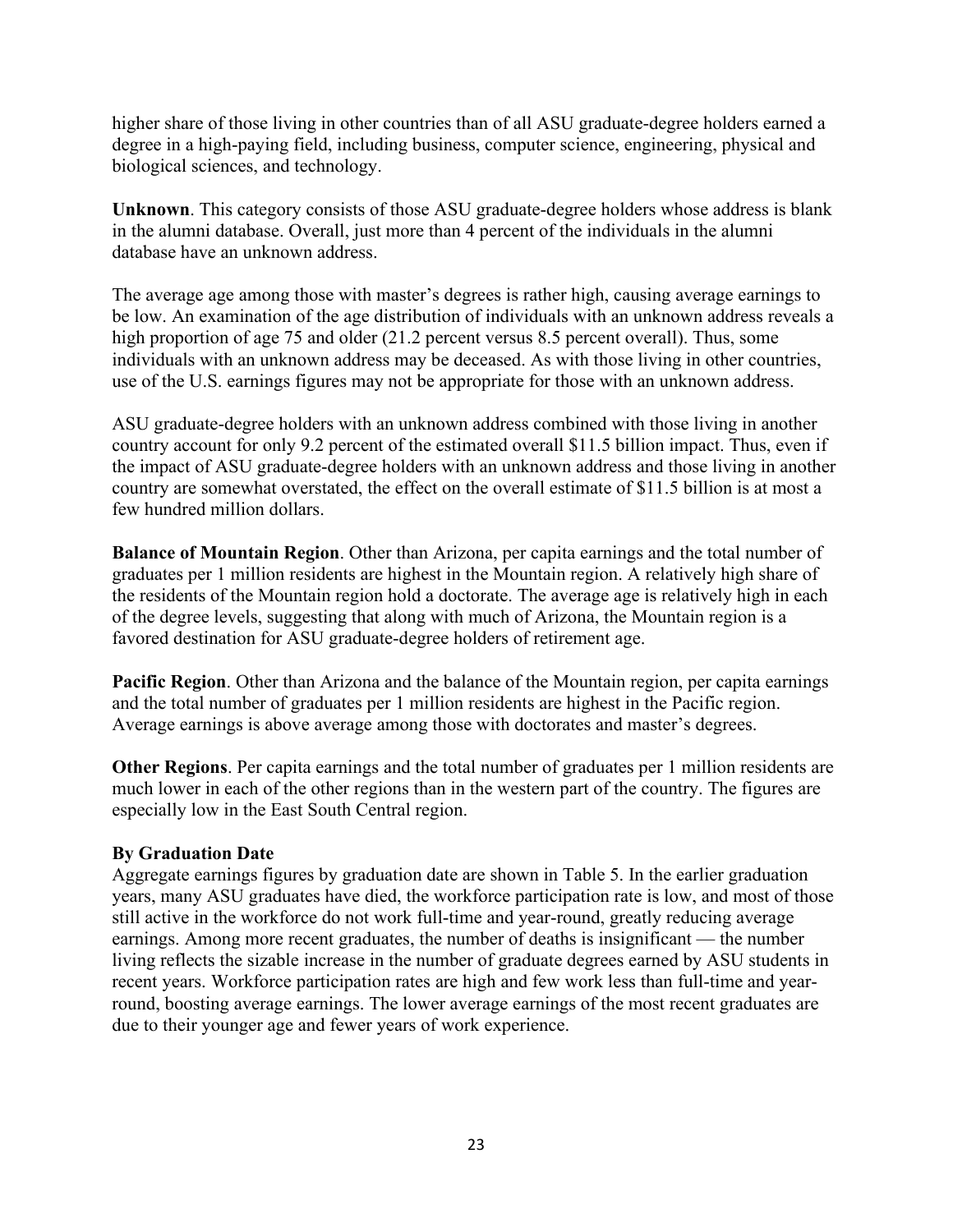higher share of those living in other countries than of all ASU graduate-degree holders earned a degree in a high-paying field, including business, computer science, engineering, physical and biological sciences, and technology.

**Unknown**. This category consists of those ASU graduate-degree holders whose address is blank in the alumni database. Overall, just more than 4 percent of the individuals in the alumni database have an unknown address.

The average age among those with master's degrees is rather high, causing average earnings to be low. An examination of the age distribution of individuals with an unknown address reveals a high proportion of age 75 and older (21.2 percent versus 8.5 percent overall). Thus, some individuals with an unknown address may be deceased. As with those living in other countries, use of the U.S. earnings figures may not be appropriate for those with an unknown address.

ASU graduate-degree holders with an unknown address combined with those living in another country account for only 9.2 percent of the estimated overall $11.5 billion impact. Thus, even if the impact of ASU graduate-degree holders with an unknown address and those living in another country are somewhat overstated, the effect on the overall estimate of $11.5 billion is at most a few hundred million dollars.

**Balance of Mountain Region**. Other than Arizona, per capita earnings and the total number of graduates per 1 million residents are highest in the Mountain region. A relatively high share of the residents of the Mountain region hold a doctorate. The average age is relatively high in each of the degree levels, suggesting that along with much of Arizona, the Mountain region is a favored destination for ASU graduate-degree holders of retirement age.

**Pacific Region**. Other than Arizona and the balance of the Mountain region, per capita earnings and the total number of graduates per 1 million residents are highest in the Pacific region. Average earnings is above average among those with doctorates and master's degrees.

**Other Regions**. Per capita earnings and the total number of graduates per 1 million residents are much lower in each of the other regions than in the western part of the country. The figures are especially low in the East South Central region.

### By Graduation Date

Aggregate earnings figures by graduation date are shown in Table 5. In the earlier graduation years, many ASU graduates have died, the workforce participation rate is low, and most of those still active in the workforce do not work full-time and year-round, greatly reducing average earnings. Among more recent graduates, the number of deaths is insignificant — the number living reflects the sizable increase in the number of graduate degrees earned by ASU students in recent years. Workforce participation rates are high and few work less than full-time and year-round, boosting average earnings. The lower average earnings of the most recent graduates are due to their younger age and fewer years of work experience.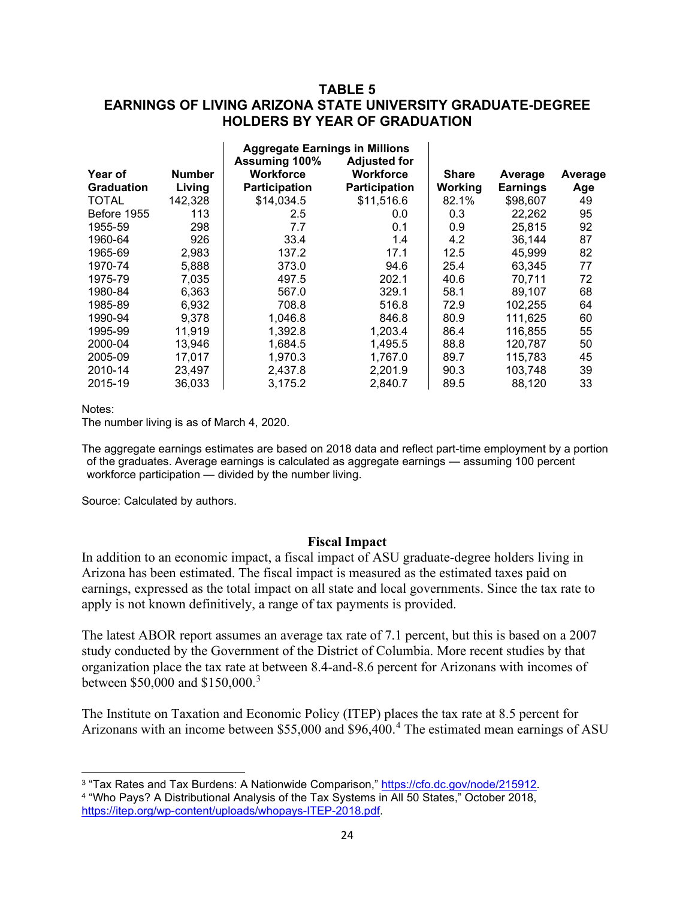## TABLE 5
## EARNINGS OF LIVING ARIZONA STATE UNIVERSITY GRADUATE-DEGREE HOLDERS BY YEAR OF GRADUATION

| Year of Graduation | Number Living | Aggregate Earnings in Millions Assuming 100% Workforce Participation | Aggregate Earnings in Millions Adjusted for Workforce Participation | Share Working | Average Earnings | Average Age |
|---|---|---|---|---|---|---|
| TOTAL | 142,328 | $14,034.5 | $11,516.6 | 82.1% | $98,607 | 49 |
| Before 1955 | 113 | 2.5 | 0.0 | 0.3 | 22,262 | 95 |
| 1955-59 | 298 | 7.7 | 0.1 | 0.9 | 25,815 | 92 |
| 1960-64 | 926 | 33.4 | 1.4 | 4.2 | 36,144 | 87 |
| 1965-69 | 2,983 | 137.2 | 17.1 | 12.5 | 45,999 | 82 |
| 1970-74 | 5,888 | 373.0 | 94.6 | 25.4 | 63,345 | 77 |
| 1975-79 | 7,035 | 497.5 | 202.1 | 40.6 | 70,711 | 72 |
| 1980-84 | 6,363 | 567.0 | 329.1 | 58.1 | 89,107 | 68 |
| 1985-89 | 6,932 | 708.8 | 516.8 | 72.9 | 102,255 | 64 |
| 1990-94 | 9,378 | 1,046.8 | 846.8 | 80.9 | 111,625 | 60 |
| 1995-99 | 11,919 | 1,392.8 | 1,203.4 | 86.4 | 116,855 | 55 |
| 2000-04 | 13,946 | 1,684.5 | 1,495.5 | 88.8 | 120,787 | 50 |
| 2005-09 | 17,017 | 1,970.3 | 1,767.0 | 89.7 | 115,783 | 45 |
| 2010-14 | 23,497 | 2,437.8 | 2,201.9 | 90.3 | 103,748 | 39 |
| 2015-19 | 36,033 | 3,175.2 | 2,840.7 | 89.5 | 88,120 | 33 |

Notes:
The number living is as of March 4, 2020.

The aggregate earnings estimates are based on 2018 data and reflect part-time employment by a portion of the graduates. Average earnings is calculated as aggregate earnings — assuming 100 percent workforce participation — divided by the number living.

Source: Calculated by authors.

### Fiscal Impact

In addition to an economic impact, a fiscal impact of ASU graduate-degree holders living in Arizona has been estimated. The fiscal impact is measured as the estimated taxes paid on earnings, expressed as the total impact on all state and local governments. Since the tax rate to apply is not known definitively, a range of tax payments is provided.

The latest ABOR report assumes an average tax rate of 7.1 percent, but this is based on a 2007 study conducted by the Government of the District of Columbia. More recent studies by that organization place the tax rate at between 8.4-and-8.6 percent for Arizonans with incomes of between $50,000 and $150,000.[3]

The Institute on Taxation and Economic Policy (ITEP) places the tax rate at 8.5 percent for Arizonans with an income between $55,000 and $96,400.[4] The estimated mean earnings of ASU

[3] "Tax Rates and Tax Burdens: A Nationwide Comparison," https://cfo.dc.gov/node/215912.

[4] "Who Pays? A Distributional Analysis of the Tax Systems in All 50 States," October 2018, https://itep.org/wp-content/uploads/whopays-ITEP-2018.pdf.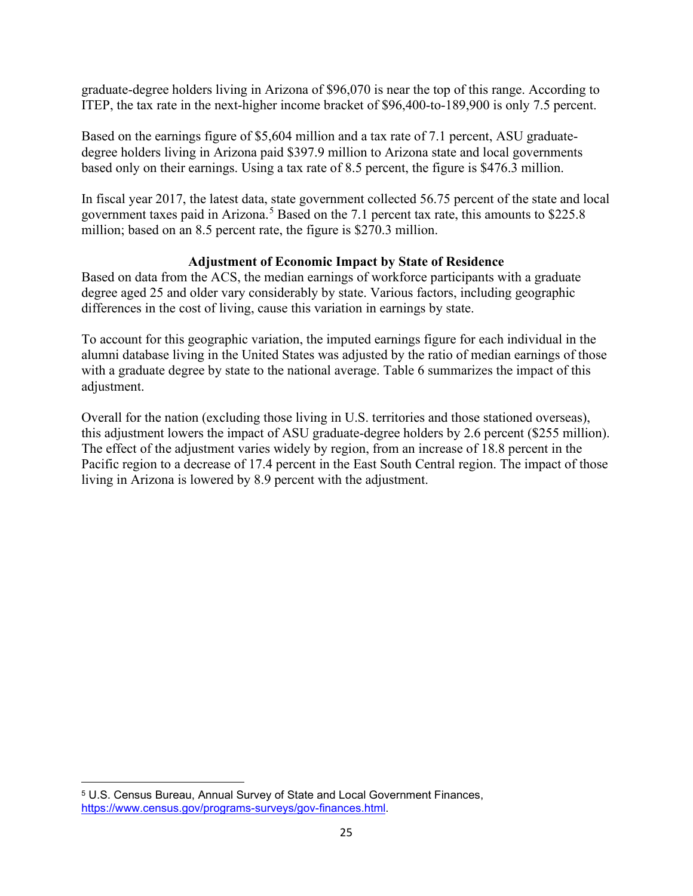graduate-degree holders living in Arizona of $96,070 is near the top of this range. According to ITEP, the tax rate in the next-higher income bracket of $96,400-to-189,900 is only 7.5 percent.

Based on the earnings figure of $5,604 million and a tax rate of 7.1 percent, ASU graduate-degree holders living in Arizona paid $397.9 million to Arizona state and local governments based only on their earnings. Using a tax rate of 8.5 percent, the figure is $476.3 million.

In fiscal year 2017, the latest data, state government collected 56.75 percent of the state and local government taxes paid in Arizona.[5] Based on the 7.1 percent tax rate, this amounts to $225.8 million; based on an 8.5 percent rate, the figure is $270.3 million.

### Adjustment of Economic Impact by State of Residence

Based on data from the ACS, the median earnings of workforce participants with a graduate degree aged 25 and older vary considerably by state. Various factors, including geographic differences in the cost of living, cause this variation in earnings by state.

To account for this geographic variation, the imputed earnings figure for each individual in the alumni database living in the United States was adjusted by the ratio of median earnings of those with a graduate degree by state to the national average. Table 6 summarizes the impact of this adjustment.

Overall for the nation (excluding those living in U.S. territories and those stationed overseas), this adjustment lowers the impact of ASU graduate-degree holders by 2.6 percent ($255 million). The effect of the adjustment varies widely by region, from an increase of 18.8 percent in the Pacific region to a decrease of 17.4 percent in the East South Central region. The impact of those living in Arizona is lowered by 8.9 percent with the adjustment.

[5] U.S. Census Bureau, Annual Survey of State and Local Government Finances, https://www.census.gov/programs-surveys/gov-finances.html.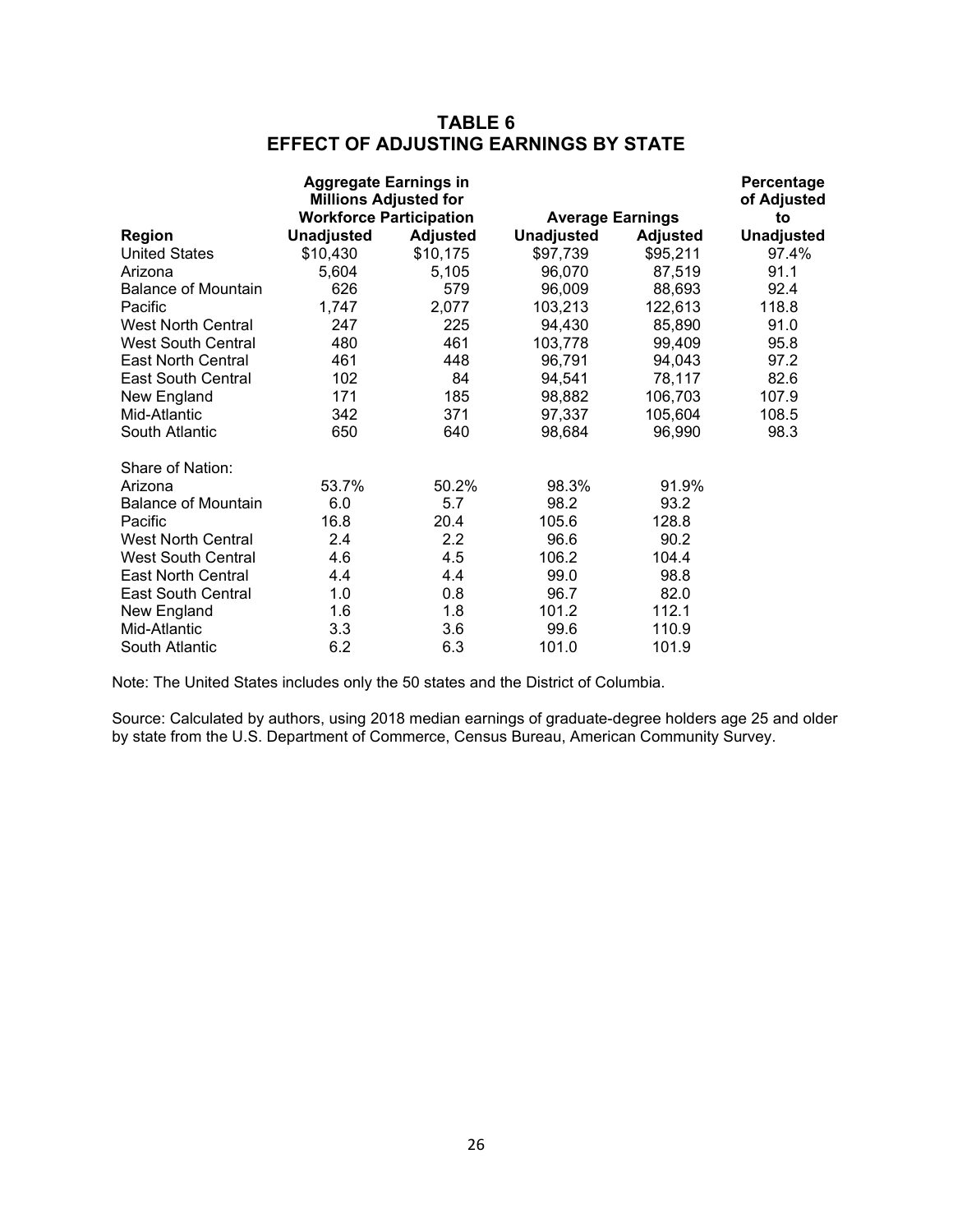## TABLE 6
## EFFECT OF ADJUSTING EARNINGS BY STATE

| | Aggregate Earnings in Millions Adjusted for Workforce Participation | | Average Earnings | | Percentage of Adjusted to |
|---|---|---|---|---|---|
| Region | Unadjusted | Adjusted | Unadjusted | Adjusted | Unadjusted |
| United States | $10,430 | $10,175 | $97,739 | $95,211 | 97.4% |
| Arizona | 5,604 | 5,105 | 96,070 | 87,519 | 91.1 |
| Balance of Mountain | 626 | 579 | 96,009 | 88,693 | 92.4 |
| Pacific | 1,747 | 2,077 | 103,213 | 122,613 | 118.8 |
| West North Central | 247 | 225 | 94,430 | 85,890 | 91.0 |
| West South Central | 480 | 461 | 103,778 | 99,409 | 95.8 |
| East North Central | 461 | 448 | 96,791 | 94,043 | 97.2 |
| East South Central | 102 | 84 | 94,541 | 78,117 | 82.6 |
| New England | 171 | 185 | 98,882 | 106,703 | 107.9 |
| Mid-Atlantic | 342 | 371 | 97,337 | 105,604 | 108.5 |
| South Atlantic | 650 | 640 | 98,684 | 96,990 | 98.3 |
| Share of Nation: | | | | | |
| Arizona | 53.7% | 50.2% | 98.3% | 91.9% | |
| Balance of Mountain | 6.0 | 5.7 | 98.2 | 93.2 | |
| Pacific | 16.8 | 20.4 | 105.6 | 128.8 | |
| West North Central | 2.4 | 2.2 | 96.6 | 90.2 | |
| West South Central | 4.6 | 4.5 | 106.2 | 104.4 | |
| East North Central | 4.4 | 4.4 | 99.0 | 98.8 | |
| East South Central | 1.0 | 0.8 | 96.7 | 82.0 | |
| New England | 1.6 | 1.8 | 101.2 | 112.1 | |
| Mid-Atlantic | 3.3 | 3.6 | 99.6 | 110.9 | |
| South Atlantic | 6.2 | 6.3 | 101.0 | 101.9 | |

Note: The United States includes only the 50 states and the District of Columbia.

Source: Calculated by authors, using 2018 median earnings of graduate-degree holders age 25 and older by state from the U.S. Department of Commerce, Census Bureau, American Community Survey.